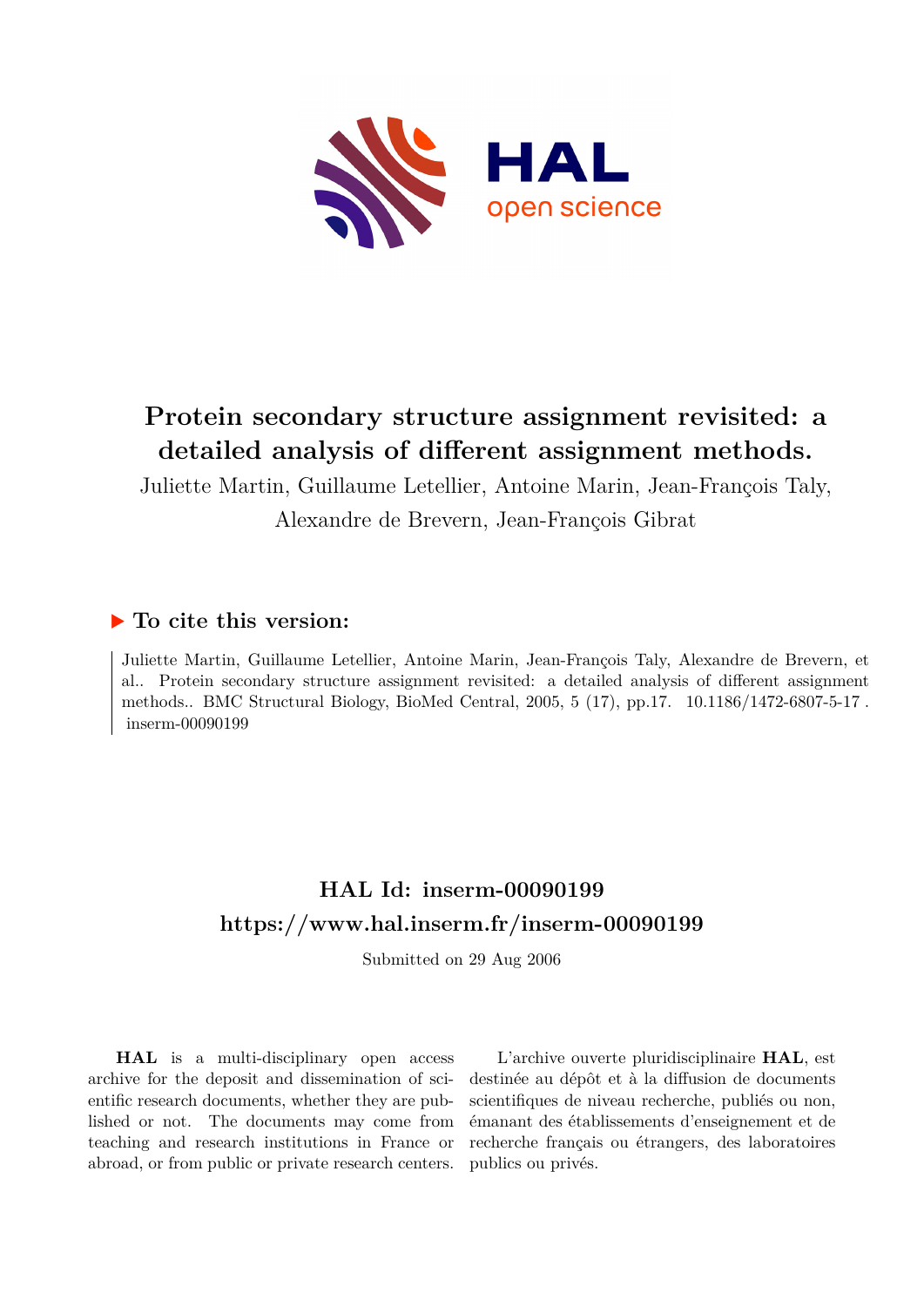# Protein secondary structure assignment revisited: a detailed analysis of different assignment methods.

Juliette Martin, Guillaume Letellier, Antoine Marin, Jean-François Taly, Alexandre de Brevern, Jean-François Gibrat

## To cite this version:

Juliette Martin, Guillaume Letellier, Antoine Marin, Jean-François Taly, Alexandre de Brevern, et al.. Protein secondary structure assignment revisited: a detailed analysis of different assignment methods.. BMC Structural Biology, BioMed Central, 2005, 5 (17), pp.17. 10.1186/1472-6807-5-17 . inserm-00090199

## HAL Id: inserm-00090199

## https://www.hal.inserm.fr/inserm-00090199

Submitted on 29 Aug 2006

**HAL** is a multi-disciplinary open access archive for the deposit and dissemination of scientific research documents, whether they are published or not. The documents may come from teaching and research institutions in France or abroad, or from public or private research centers.

L'archive ouverte pluridisciplinaire **HAL**, est destinée au dépôt et à la diffusion de documents scientifiques de niveau recherche, publiés ou non, émanant des établissements d'enseignement et de recherche français ou étrangers, des laboratoires publics ou privés.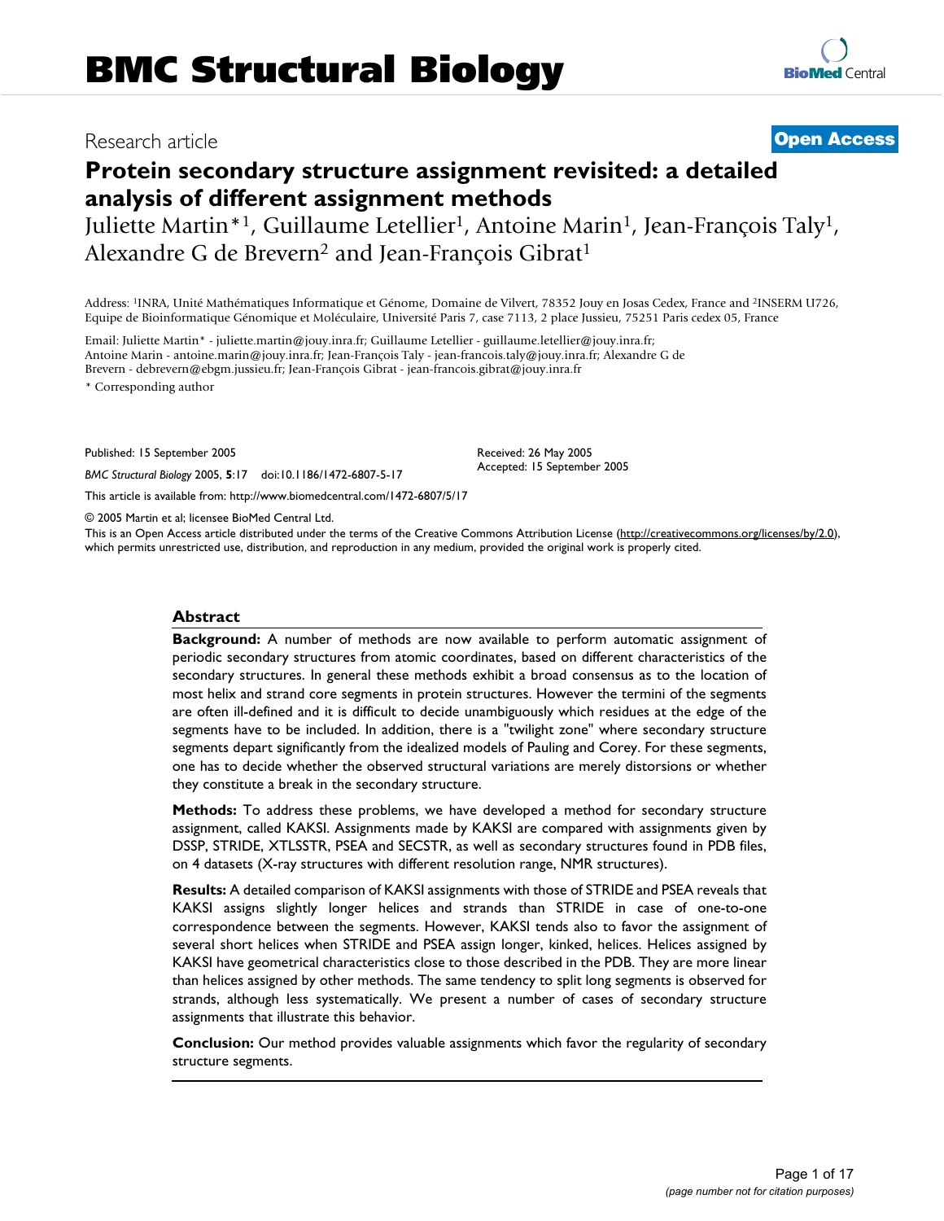# Protein secondary structure assignment revisited: a detailed analysis of different assignment methods

Juliette Martin*[1], Guillaume Letellier[1], Antoine Marin[1], Jean-François Taly[1], Alexandre G de Brevern[2] and Jean-François Gibrat[1]

Address: [1]INRA, Unité Mathématiques Informatique et Génome, Domaine de Vilvert, 78352 Jouy en Josas Cedex, France and [2]INSERM U726, Equipe de Bioinformatique Génomique et Moléculaire, Université Paris 7, case 7113, 2 place Jussieu, 75251 Paris cedex 05, France

Email: Juliette Martin* - juliette.martin@jouy.inra.fr; Guillaume Letellier - guillaume.letellier@jouy.inra.fr; Antoine Marin - antoine.marin@jouy.inra.fr; Jean-François Taly - jean-francois.taly@jouy.inra.fr; Alexandre G de Brevern - debrevern@ebgm.jussieu.fr; Jean-François Gibrat - jean-francois.gibrat@jouy.inra.fr

* Corresponding author

Published: 15 September 2005

*BMC Structural Biology* 2005, **5**:17 doi:10.1186/1472-6807-5-17

Received: 26 May 2005
Accepted: 15 September 2005

This article is available from: http://www.biomedcentral.com/1472-6807/5/17

© 2005 Martin et al; licensee BioMed Central Ltd.

This is an Open Access article distributed under the terms of the Creative Commons Attribution License (http://creativecommons.org/licenses/by/2.0), which permits unrestricted use, distribution, and reproduction in any medium, provided the original work is properly cited.

## Abstract

**Background:** A number of methods are now available to perform automatic assignment of periodic secondary structures from atomic coordinates, based on different characteristics of the secondary structures. In general these methods exhibit a broad consensus as to the location of most helix and strand core segments in protein structures. However the termini of the segments are often ill-defined and it is difficult to decide unambiguously which residues at the edge of the segments have to be included. In addition, there is a "twilight zone" where secondary structure segments depart significantly from the idealized models of Pauling and Corey. For these segments, one has to decide whether the observed structural variations are merely distorsions or whether they constitute a break in the secondary structure.

**Methods:** To address these problems, we have developed a method for secondary structure assignment, called KAKSI. Assignments made by KAKSI are compared with assignments given by DSSP, STRIDE, XTLSSTR, PSEA and SECSTR, as well as secondary structures found in PDB files, on 4 datasets (X-ray structures with different resolution range, NMR structures).

**Results:** A detailed comparison of KAKSI assignments with those of STRIDE and PSEA reveals that KAKSI assigns slightly longer helices and strands than STRIDE in case of one-to-one correspondence between the segments. However, KAKSI tends also to favor the assignment of several short helices when STRIDE and PSEA assign longer, kinked, helices. Helices assigned by KAKSI have geometrical characteristics close to those described in the PDB. They are more linear than helices assigned by other methods. The same tendency to split long segments is observed for strands, although less systematically. We present a number of cases of secondary structure assignments that illustrate this behavior.

**Conclusion:** Our method provides valuable assignments which favor the regularity of secondary structure segments.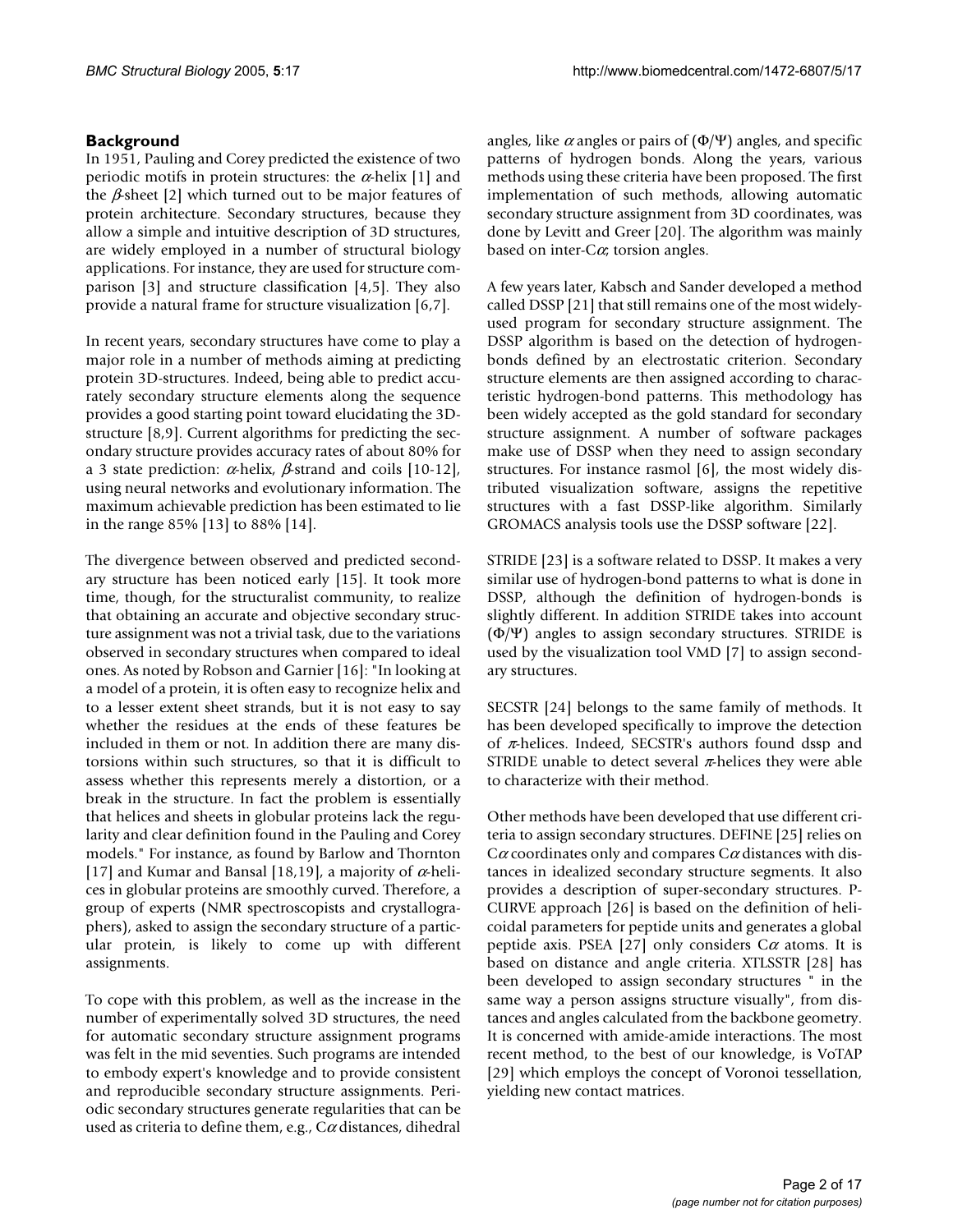## Background

In 1951, Pauling and Corey predicted the existence of two periodic motifs in protein structures: the $\alpha$-helix [1] and the $\beta$-sheet [2] which turned out to be major features of protein architecture. Secondary structures, because they allow a simple and intuitive description of 3D structures, are widely employed in a number of structural biology applications. For instance, they are used for structure comparison [3] and structure classification [4,5]. They also provide a natural frame for structure visualization [6,7].

In recent years, secondary structures have come to play a major role in a number of methods aiming at predicting protein 3D-structures. Indeed, being able to predict accurately secondary structure elements along the sequence provides a good starting point toward elucidating the 3D-structure [8,9]. Current algorithms for predicting the secondary structure provides accuracy rates of about 80% for a 3 state prediction: $\alpha$-helix, $\beta$-strand and coils [10-12], using neural networks and evolutionary information. The maximum achievable prediction has been estimated to lie in the range 85% [13] to 88% [14].

The divergence between observed and predicted secondary structure has been noticed early [15]. It took more time, though, for the structuralist community, to realize that obtaining an accurate and objective secondary structure assignment was not a trivial task, due to the variations observed in secondary structures when compared to ideal ones. As noted by Robson and Garnier [16]: "In looking at a model of a protein, it is often easy to recognize helix and to a lesser extent sheet strands, but it is not easy to say whether the residues at the ends of these features be included in them or not. In addition there are many distorsions within such structures, so that it is difficult to assess whether this represents merely a distortion, or a break in the structure. In fact the problem is essentially that helices and sheets in globular proteins lack the regularity and clear definition found in the Pauling and Corey models." For instance, as found by Barlow and Thornton [17] and Kumar and Bansal [18,19], a majority of $\alpha$-helices in globular proteins are smoothly curved. Therefore, a group of experts (NMR spectroscopists and crystallographers), asked to assign the secondary structure of a particular protein, is likely to come up with different assignments.

To cope with this problem, as well as the increase in the number of experimentally solved 3D structures, the need for automatic secondary structure assignment programs was felt in the mid seventies. Such programs are intended to embody expert's knowledge and to provide consistent and reproducible secondary structure assignments. Periodic secondary structures generate regularities that can be used as criteria to define them, e.g., C$\alpha$ distances, dihedral angles, like $\alpha$ angles or pairs of ($\Phi/\Psi$) angles, and specific patterns of hydrogen bonds. Along the years, various methods using these criteria have been proposed. The first implementation of such methods, allowing automatic secondary structure assignment from 3D coordinates, was done by Levitt and Greer [20]. The algorithm was mainly based on inter-C$\alpha$ torsion angles.

A few years later, Kabsch and Sander developed a method called DSSP [21] that still remains one of the most widely-used program for secondary structure assignment. The DSSP algorithm is based on the detection of hydrogen-bonds defined by an electrostatic criterion. Secondary structure elements are then assigned according to characteristic hydrogen-bond patterns. This methodology has been widely accepted as the gold standard for secondary structure assignment. A number of software packages make use of DSSP when they need to assign secondary structures. For instance rasmol [6], the most widely distributed visualization software, assigns the repetitive structures with a fast DSSP-like algorithm. Similarly GROMACS analysis tools use the DSSP software [22].

STRIDE [23] is a software related to DSSP. It makes a very similar use of hydrogen-bond patterns to what is done in DSSP, although the definition of hydrogen-bonds is slightly different. In addition STRIDE takes into account ($\Phi/\Psi$) angles to assign secondary structures. STRIDE is used by the visualization tool VMD [7] to assign secondary structures.

SECSTR [24] belongs to the same family of methods. It has been developed specifically to improve the detection of $\pi$-helices. Indeed, SECSTR's authors found dssp and STRIDE unable to detect several $\pi$-helices they were able to characterize with their method.

Other methods have been developed that use different criteria to assign secondary structures. DEFINE [25] relies on C$\alpha$ coordinates only and compares C$\alpha$ distances with distances in idealized secondary structure segments. It also provides a description of super-secondary structures. P-CURVE approach [26] is based on the definition of helicoidal parameters for peptide units and generates a global peptide axis. PSEA [27] only considers C$\alpha$ atoms. It is based on distance and angle criteria. XTLSSTR [28] has been developed to assign secondary structures " in the same way a person assigns structure visually", from distances and angles calculated from the backbone geometry. It is concerned with amide-amide interactions. The most recent method, to the best of our knowledge, is VoTAP [29] which employs the concept of Voronoi tessellation, yielding new contact matrices.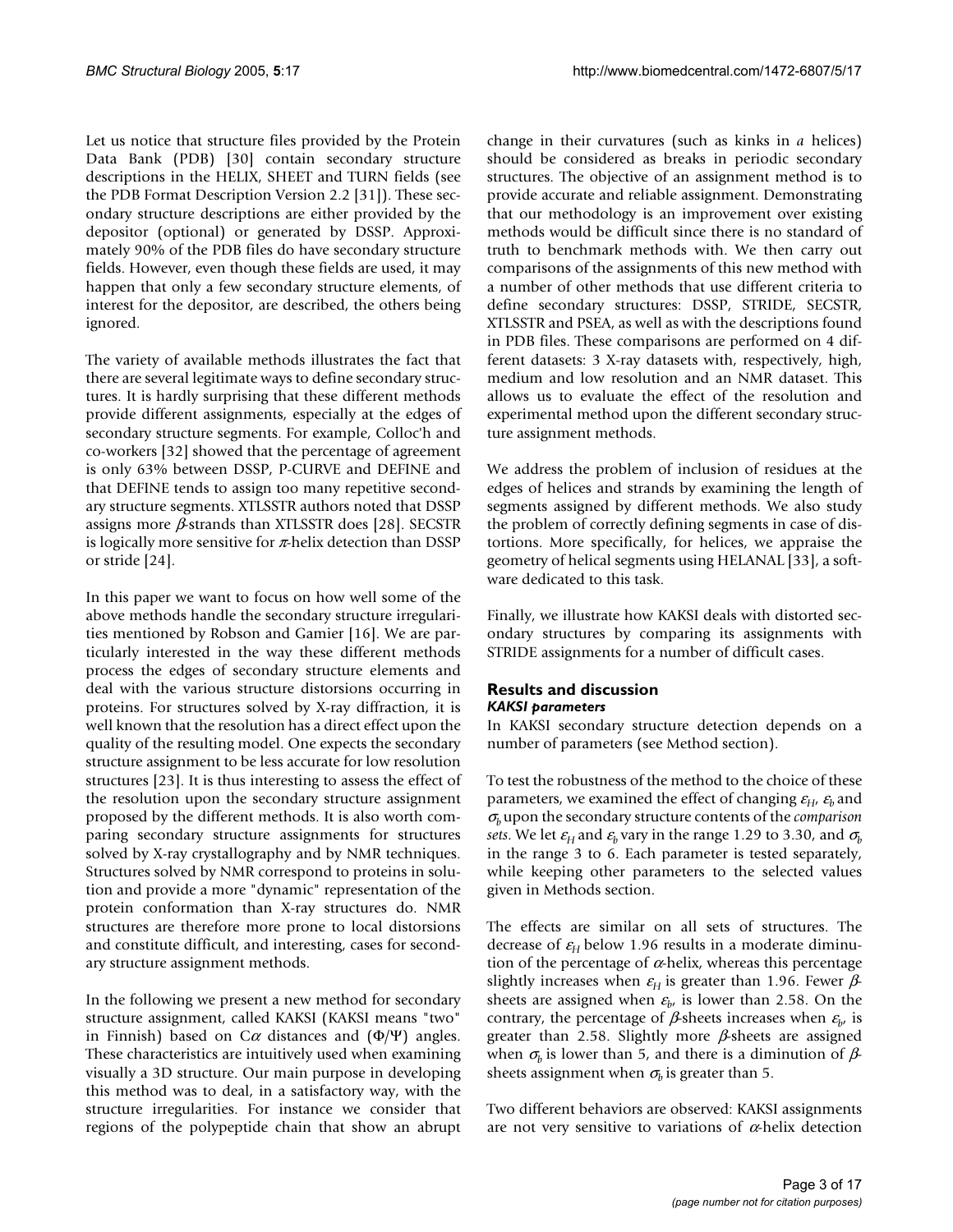Let us notice that structure files provided by the Protein Data Bank (PDB) [30] contain secondary structure descriptions in the HELIX, SHEET and TURN fields (see the PDB Format Description Version 2.2 [31]). These secondary structure descriptions are either provided by the depositor (optional) or generated by DSSP. Approximately 90% of the PDB files do have secondary structure fields. However, even though these fields are used, it may happen that only a few secondary structure elements, of interest for the depositor, are described, the others being ignored.

The variety of available methods illustrates the fact that there are several legitimate ways to define secondary structures. It is hardly surprising that these different methods provide different assignments, especially at the edges of secondary structure segments. For example, Colloc'h and co-workers [32] showed that the percentage of agreement is only 63% between DSSP, P-CURVE and DEFINE and that DEFINE tends to assign too many repetitive secondary structure segments. XTLSSTR authors noted that DSSP assigns more $\beta$-strands than XTLSSTR does [28]. SECSTR is logically more sensitive for $\pi$-helix detection than DSSP or stride [24].

In this paper we want to focus on how well some of the above methods handle the secondary structure irregularities mentioned by Robson and Gamier [16]. We are particularly interested in the way these different methods process the edges of secondary structure elements and deal with the various structure distorsions occurring in proteins. For structures solved by X-ray diffraction, it is well known that the resolution has a direct effect upon the quality of the resulting model. One expects the secondary structure assignment to be less accurate for low resolution structures [23]. It is thus interesting to assess the effect of the resolution upon the secondary structure assignment proposed by the different methods. It is also worth comparing secondary structure assignments for structures solved by X-ray crystallography and by NMR techniques. Structures solved by NMR correspond to proteins in solution and provide a more "dynamic" representation of the protein conformation than X-ray structures do. NMR structures are therefore more prone to local distorsions and constitute difficult, and interesting, cases for secondary structure assignment methods.

In the following we present a new method for secondary structure assignment, called KAKSI (KAKSI means "two" in Finnish) based on C$\alpha$ distances and ($\Phi/\Psi$) angles. These characteristics are intuitively used when examining visually a 3D structure. Our main purpose in developing this method was to deal, in a satisfactory way, with the structure irregularities. For instance we consider that regions of the polypeptide chain that show an abrupt change in their curvatures (such as kinks in *a* helices) should be considered as breaks in periodic secondary structures. The objective of an assignment method is to provide accurate and reliable assignment. Demonstrating that our methodology is an improvement over existing methods would be difficult since there is no standard of truth to benchmark methods with. We then carry out comparisons of the assignments of this new method with a number of other methods that use different criteria to define secondary structures: DSSP, STRIDE, SECSTR, XTLSSTR and PSEA, as well as with the descriptions found in PDB files. These comparisons are performed on 4 different datasets: 3 X-ray datasets with, respectively, high, medium and low resolution and an NMR dataset. This allows us to evaluate the effect of the resolution and experimental method upon the different secondary structure assignment methods.

We address the problem of inclusion of residues at the edges of helices and strands by examining the length of segments assigned by different methods. We also study the problem of correctly defining segments in case of distortions. More specifically, for helices, we appraise the geometry of helical segments using HELANAL [33], a software dedicated to this task.

Finally, we illustrate how KAKSI deals with distorted secondary structures by comparing its assignments with STRIDE assignments for a number of difficult cases.

## Results and discussion

### *KAKSI parameters*

In KAKSI secondary structure detection depends on a number of parameters (see Method section).

To test the robustness of the method to the choice of these parameters, we examined the effect of changing $\varepsilon_H$, $\varepsilon_b$ and $\sigma_b$ upon the secondary structure contents of the *comparison sets*. We let $\varepsilon_H$ and $\varepsilon_b$ vary in the range 1.29 to 3.30, and $\sigma_b$ in the range 3 to 6. Each parameter is tested separately, while keeping other parameters to the selected values given in Methods section.

The effects are similar on all sets of structures. The decrease of $\varepsilon_H$ below 1.96 results in a moderate diminution of the percentage of $\alpha$-helix, whereas this percentage slightly increases when $\varepsilon_H$ is greater than 1.96. Fewer $\beta$-sheets are assigned when $\varepsilon_{b'}$ is lower than 2.58. On the contrary, the percentage of $\beta$-sheets increases when $\varepsilon_{b'}$ is greater than 2.58. Slightly more $\beta$-sheets are assigned when $\sigma_b$ is lower than 5, and there is a diminution of $\beta$-sheets assignment when $\sigma_b$ is greater than 5.

Two different behaviors are observed: KAKSI assignments are not very sensitive to variations of $\alpha$-helix detection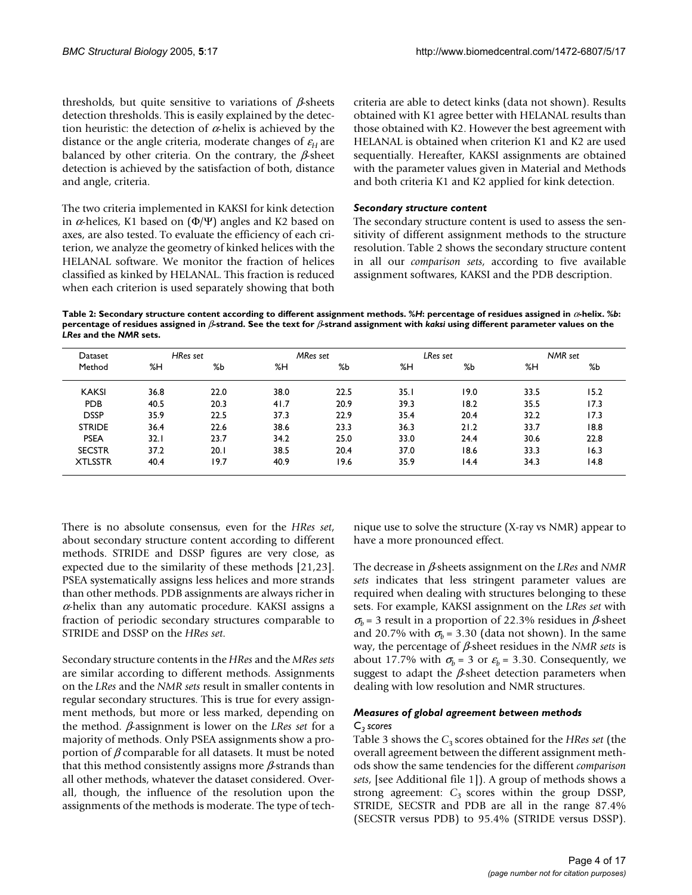thresholds, but quite sensitive to variations of $\beta$-sheets detection thresholds. This is easily explained by the detection heuristic: the detection of $\alpha$-helix is achieved by the distance or the angle criteria, moderate changes of $\varepsilon_H$ are balanced by other criteria. On the contrary, the $\beta$-sheet detection is achieved by the satisfaction of both, distance and angle, criteria.

The two criteria implemented in KAKSI for kink detection in $\alpha$-helices, K1 based on ($\Phi/\Psi$) angles and K2 based on axes, are also tested. To evaluate the efficiency of each criterion, we analyze the geometry of kinked helices with the HELANAL software. We monitor the fraction of helices classified as kinked by HELANAL. This fraction is reduced when each criterion is used separately showing that both criteria are able to detect kinks (data not shown). Results obtained with K1 agree better with HELANAL results than those obtained with K2. However the best agreement with HELANAL is obtained when criterion K1 and K2 are used sequentially. Hereafter, KAKSI assignments are obtained with the parameter values given in Material and Methods and both criteria K1 and K2 applied for kink detection.

#### *Secondary structure content*

The secondary structure content is used to assess the sensitivity of different assignment methods to the structure resolution. Table 2 shows the secondary structure content in all our *comparison sets*, according to five available assignment softwares, KAKSI and the PDB description.

**Table 2: Secondary structure content according to different assignment methods. %H: percentage of residues assigned in $\alpha$-helix. %b: percentage of residues assigned in $\beta$-strand. See the text for $\beta$-strand assignment with *kaksi* using different parameter values on the *LRes* and the *NMR* sets.**

| Dataset | *HRes set* | | *MRes set* | | *LRes set* | | *NMR set* | |
|---|---|---|---|---|---|---|---|---|
| Method | %H | %b | %H | %b | %H | %b | %H | %b |
| KAKSI | 36.8 | 22.0 | 38.0 | 22.5 | 35.1 | 19.0 | 33.5 | 15.2 |
| PDB | 40.5 | 20.3 | 41.7 | 20.9 | 39.3 | 18.2 | 35.5 | 17.3 |
| DSSP | 35.9 | 22.5 | 37.3 | 22.9 | 35.4 | 20.4 | 32.2 | 17.3 |
| STRIDE | 36.4 | 22.6 | 38.6 | 23.3 | 36.3 | 21.2 | 33.7 | 18.8 |
| PSEA | 32.1 | 23.7 | 34.2 | 25.0 | 33.0 | 24.4 | 30.6 | 22.8 |
| SECSTR | 37.2 | 20.1 | 38.5 | 20.4 | 37.0 | 18.6 | 33.3 | 16.3 |
| XTLSSTR | 40.4 | 19.7 | 40.9 | 19.6 | 35.9 | 14.4 | 34.3 | 14.8 |

There is no absolute consensus, even for the *HRes set*, about secondary structure content according to different methods. STRIDE and DSSP figures are very close, as expected due to the similarity of these methods [21,23]. PSEA systematically assigns less helices and more strands than other methods. PDB assignments are always richer in $\alpha$-helix than any automatic procedure. KAKSI assigns a fraction of periodic secondary structures comparable to STRIDE and DSSP on the *HRes set*.

Secondary structure contents in the *HRes* and the *MRes sets* are similar according to different methods. Assignments on the *LRes* and the *NMR sets* result in smaller contents in regular secondary structures. This is true for every assignment methods, but more or less marked, depending on the method. $\beta$-assignment is lower on the *LRes set* for a majority of methods. Only PSEA assignments show a proportion of $\beta$ comparable for all datasets. It must be noted that this method consistently assigns more $\beta$-strands than all other methods, whatever the dataset considered. Overall, though, the influence of the resolution upon the assignments of the methods is moderate. The type of technique use to solve the structure (X-ray vs NMR) appear to have a more pronounced effect.

The decrease in $\beta$-sheets assignment on the *LRes* and *NMR sets* indicates that less stringent parameter values are required when dealing with structures belonging to these sets. For example, KAKSI assignment on the *LRes set* with $\sigma_b = 3$ result in a proportion of 22.3% residues in $\beta$-sheet and 20.7% with $\sigma_b = 3.30$ (data not shown). In the same way, the percentage of $\beta$-sheet residues in the *NMR sets* is about 17.7% with $\sigma_b = 3$ or $\varepsilon_b = 3.30$. Consequently, we suggest to adapt the $\beta$-sheet detection parameters when dealing with low resolution and NMR structures.

#### *Measures of global agreement between methods*

##### *$C_3$ scores*

Table 3 shows the $C_3$ scores obtained for the *HRes set* (the overall agreement between the different assignment methods show the same tendencies for the different *comparison sets*, [see Additional file 1]). A group of methods shows a strong agreement: $C_3$ scores within the group DSSP, STRIDE, SECSTR and PDB are all in the range 87.4% (SECSTR versus PDB) to 95.4% (STRIDE versus DSSP).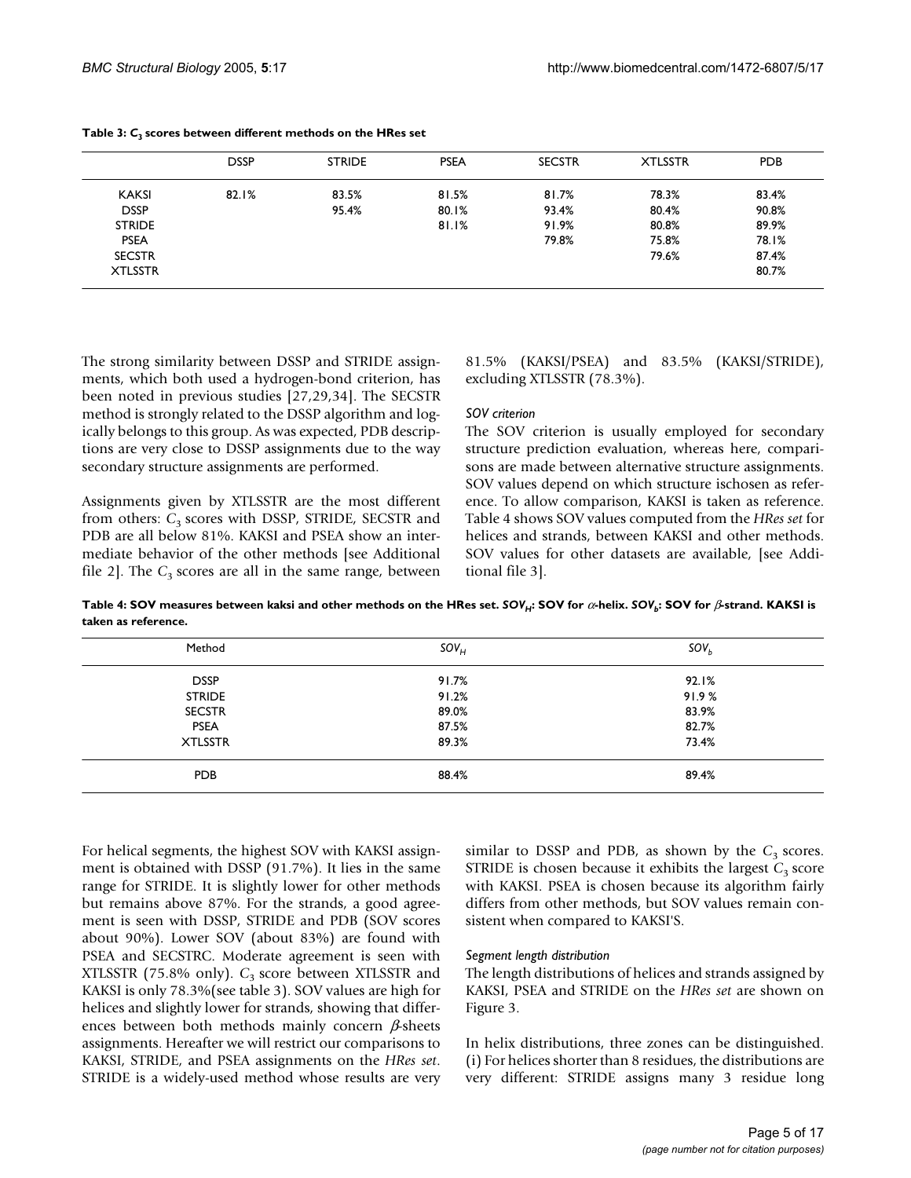**Table 3: $C_3$ scores between different methods on the HRes set**

| | DSSP | STRIDE | PSEA | SECSTR | XTLSSTR | PDB |
|---|---|---|---|---|---|---|
| KAKSI | 82.1% | 83.5% | 81.5% | 81.7% | 78.3% | 83.4% |
| DSSP | | 95.4% | 80.1% | 93.4% | 80.4% | 90.8% |
| STRIDE | | | 81.1% | 91.9% | 80.8% | 89.9% |
| PSEA | | | | 79.8% | 75.8% | 78.1% |
| SECSTR | | | | | 79.6% | 87.4% |
| XTLSSTR | | | | | | 80.7% |

The strong similarity between DSSP and STRIDE assignments, which both used a hydrogen-bond criterion, has been noted in previous studies [27,29,34]. The SECSTR method is strongly related to the DSSP algorithm and logically belongs to this group. As was expected, PDB descriptions are very close to DSSP assignments due to the way secondary structure assignments are performed.

Assignments given by XTLSSTR are the most different from others: $C_3$ scores with DSSP, STRIDE, SECSTR and PDB are all below 81%. KAKSI and PSEA show an intermediate behavior of the other methods [see Additional file 2]. The $C_3$ scores are all in the same range, between 81.5% (KAKSI/PSEA) and 83.5% (KAKSI/STRIDE), excluding XTLSSTR (78.3%).

### *SOV criterion*

The SOV criterion is usually employed for secondary structure prediction evaluation, whereas here, comparisons are made between alternative structure assignments. SOV values depend on which structure ischosen as reference. To allow comparison, KAKSI is taken as reference. Table 4 shows SOV values computed from the *HRes set* for helices and strands, between KAKSI and other methods. SOV values for other datasets are available, [see Additional file 3].

**Table 4: SOV measures between kaksi and other methods on the HRes set. $SOV_H$: SOV for $\alpha$-helix. $SOV_b$: SOV for $\beta$-strand. KAKSI is taken as reference.**

| Method | $SOV_H$ | $SOV_b$ |
|---|---|---|
| DSSP | 91.7% | 92.1% |
| STRIDE | 91.2% | 91.9 % |
| SECSTR | 89.0% | 83.9% |
| PSEA | 87.5% | 82.7% |
| XTLSSTR | 89.3% | 73.4% |
| PDB | 88.4% | 89.4% |

For helical segments, the highest SOV with KAKSI assignment is obtained with DSSP (91.7%). It lies in the same range for STRIDE. It is slightly lower for other methods but remains above 87%. For the strands, a good agreement is seen with DSSP, STRIDE and PDB (SOV scores about 90%). Lower SOV (about 83%) are found with PSEA and SECSTRC. Moderate agreement is seen with XTLSSTR (75.8% only). $C_3$ score between XTLSSTR and KAKSI is only 78.3%(see table 3). SOV values are high for helices and slightly lower for strands, showing that differences between both methods mainly concern $\beta$-sheets assignments. Hereafter we will restrict our comparisons to KAKSI, STRIDE, and PSEA assignments on the *HRes set*. STRIDE is a widely-used method whose results are very similar to DSSP and PDB, as shown by the $C_3$ scores. STRIDE is chosen because it exhibits the largest $C_3$ score with KAKSI. PSEA is chosen because its algorithm fairly differs from other methods, but SOV values remain consistent when compared to KAKSI'S.

### *Segment length distribution*

The length distributions of helices and strands assigned by KAKSI, PSEA and STRIDE on the *HRes set* are shown on Figure 3.

In helix distributions, three zones can be distinguished. (i) For helices shorter than 8 residues, the distributions are very different: STRIDE assigns many 3 residue long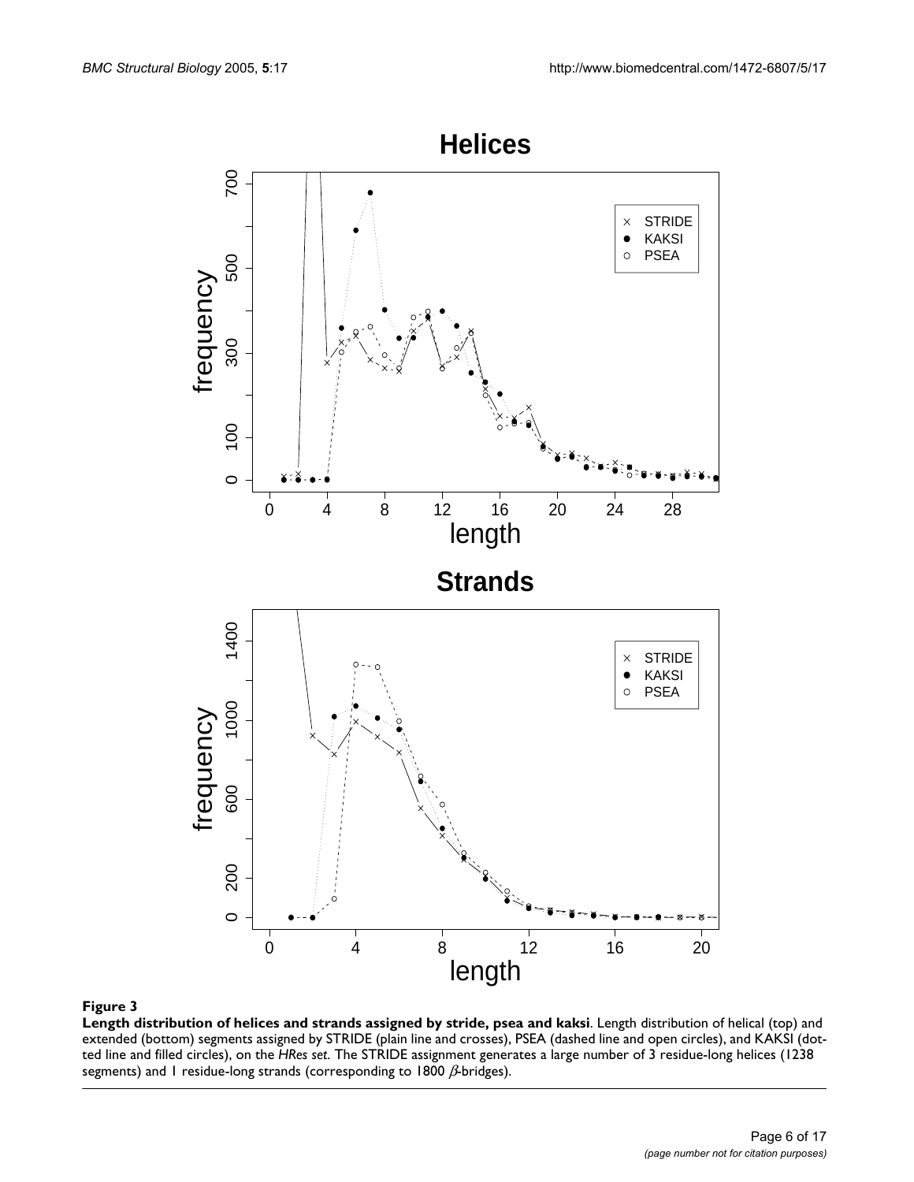**Figure 3**

**Length distribution of helices and strands assigned by stride, psea and kaksi**. Length distribution of helical (top) and extended (bottom) segments assigned by STRIDE (plain line and crosses), PSEA (dashed line and open circles), and KAKSI (dotted line and filled circles), on the *HRes set*. The STRIDE assignment generates a large number of 3 residue-long helices (1238 segments) and 1 residue-long strands (corresponding to 1800 $\beta$-bridges).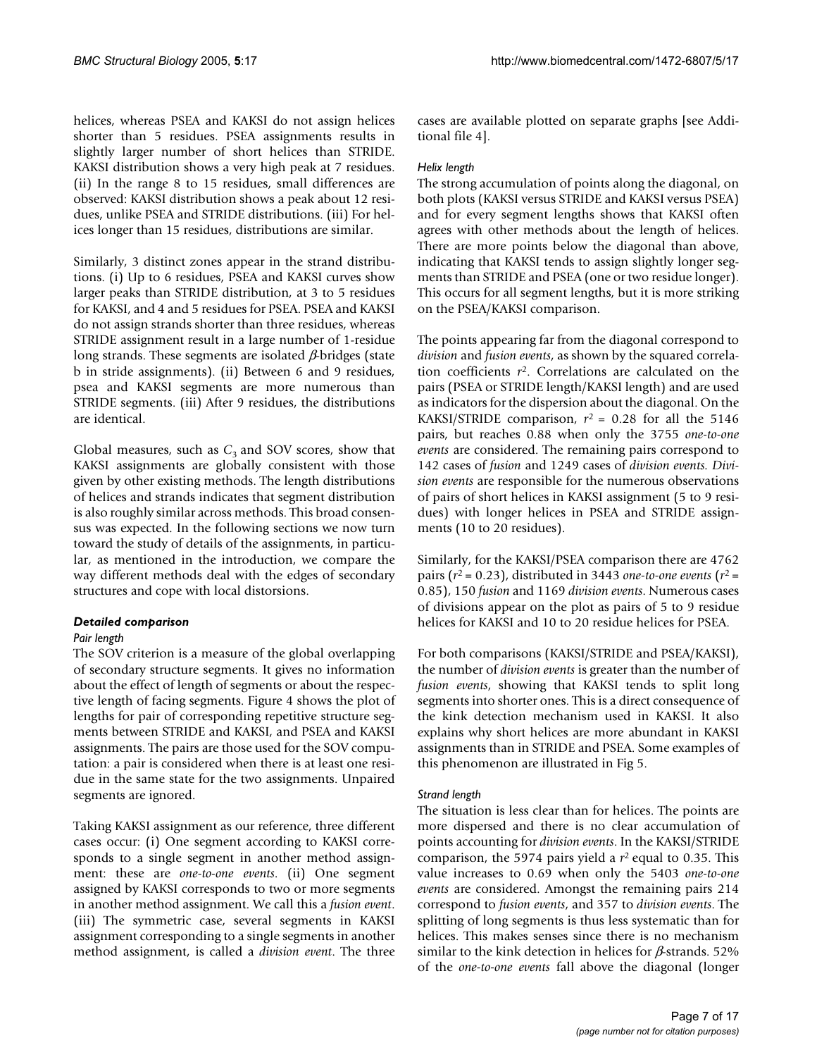helices, whereas PSEA and KAKSI do not assign helices shorter than 5 residues. PSEA assignments results in slightly larger number of short helices than STRIDE. KAKSI distribution shows a very high peak at 7 residues. (ii) In the range 8 to 15 residues, small differences are observed: KAKSI distribution shows a peak about 12 residues, unlike PSEA and STRIDE distributions. (iii) For helices longer than 15 residues, distributions are similar.

Similarly, 3 distinct zones appear in the strand distributions. (i) Up to 6 residues, PSEA and KAKSI curves show larger peaks than STRIDE distribution, at 3 to 5 residues for KAKSI, and 4 and 5 residues for PSEA. PSEA and KAKSI do not assign strands shorter than three residues, whereas STRIDE assignment result in a large number of 1-residue long strands. These segments are isolated $\beta$-bridges (state b in stride assignments). (ii) Between 6 and 9 residues, psea and KAKSI segments are more numerous than STRIDE segments. (iii) After 9 residues, the distributions are identical.

Global measures, such as $C_3$ and SOV scores, show that KAKSI assignments are globally consistent with those given by other existing methods. The length distributions of helices and strands indicates that segment distribution is also roughly similar across methods. This broad consensus was expected. In the following sections we now turn toward the study of details of the assignments, in particular, as mentioned in the introduction, we compare the way different methods deal with the edges of secondary structures and cope with local distorsions.

### Detailed comparison

#### Pair length

The SOV criterion is a measure of the global overlapping of secondary structure segments. It gives no information about the effect of length of segments or about the respective length of facing segments. Figure 4 shows the plot of lengths for pair of corresponding repetitive structure segments between STRIDE and KAKSI, and PSEA and KAKSI assignments. The pairs are those used for the SOV computation: a pair is considered when there is at least one residue in the same state for the two assignments. Unpaired segments are ignored.

Taking KAKSI assignment as our reference, three different cases occur: (i) One segment according to KAKSI corresponds to a single segment in another method assignment: these are *one-to-one events*. (ii) One segment assigned by KAKSI corresponds to two or more segments in another method assignment. We call this a *fusion event*. (iii) The symmetric case, several segments in KAKSI assignment corresponding to a single segments in another method assignment, is called a *division event*. The three cases are available plotted on separate graphs [see Additional file 4].

#### Helix length

The strong accumulation of points along the diagonal, on both plots (KAKSI versus STRIDE and KAKSI versus PSEA) and for every segment lengths shows that KAKSI often agrees with other methods about the length of helices. There are more points below the diagonal than above, indicating that KAKSI tends to assign slightly longer segments than STRIDE and PSEA (one or two residue longer). This occurs for all segment lengths, but it is more striking on the PSEA/KAKSI comparison.

The points appearing far from the diagonal correspond to *division* and *fusion events*, as shown by the squared correlation coefficients $r^2$. Correlations are calculated on the pairs (PSEA or STRIDE length/KAKSI length) and are used as indicators for the dispersion about the diagonal. On the KAKSI/STRIDE comparison, $r^2 = 0.28$ for all the 5146 pairs, but reaches 0.88 when only the 3755 *one-to-one events* are considered. The remaining pairs correspond to 142 cases of *fusion* and 1249 cases of *division events. Division events* are responsible for the numerous observations of pairs of short helices in KAKSI assignment (5 to 9 residues) with longer helices in PSEA and STRIDE assignments (10 to 20 residues).

Similarly, for the KAKSI/PSEA comparison there are 4762 pairs ($r^2 = 0.23$), distributed in 3443 *one-to-one events* ($r^2 = 0.85$), 150 *fusion* and 1169 *division events*. Numerous cases of divisions appear on the plot as pairs of 5 to 9 residue helices for KAKSI and 10 to 20 residue helices for PSEA.

For both comparisons (KAKSI/STRIDE and PSEA/KAKSI), the number of *division events* is greater than the number of *fusion events*, showing that KAKSI tends to split long segments into shorter ones. This is a direct consequence of the kink detection mechanism used in KAKSI. It also explains why short helices are more abundant in KAKSI assignments than in STRIDE and PSEA. Some examples of this phenomenon are illustrated in Fig 5.

#### Strand length

The situation is less clear than for helices. The points are more dispersed and there is no clear accumulation of points accounting for *division events*. In the KAKSI/STRIDE comparison, the 5974 pairs yield a $r^2$ equal to 0.35. This value increases to 0.69 when only the 5403 *one-to-one events* are considered. Amongst the remaining pairs 214 correspond to *fusion events*, and 357 to *division events*. The splitting of long segments is thus less systematic than for helices. This makes senses since there is no mechanism similar to the kink detection in helices for $\beta$-strands. 52% of the *one-to-one events* fall above the diagonal (longer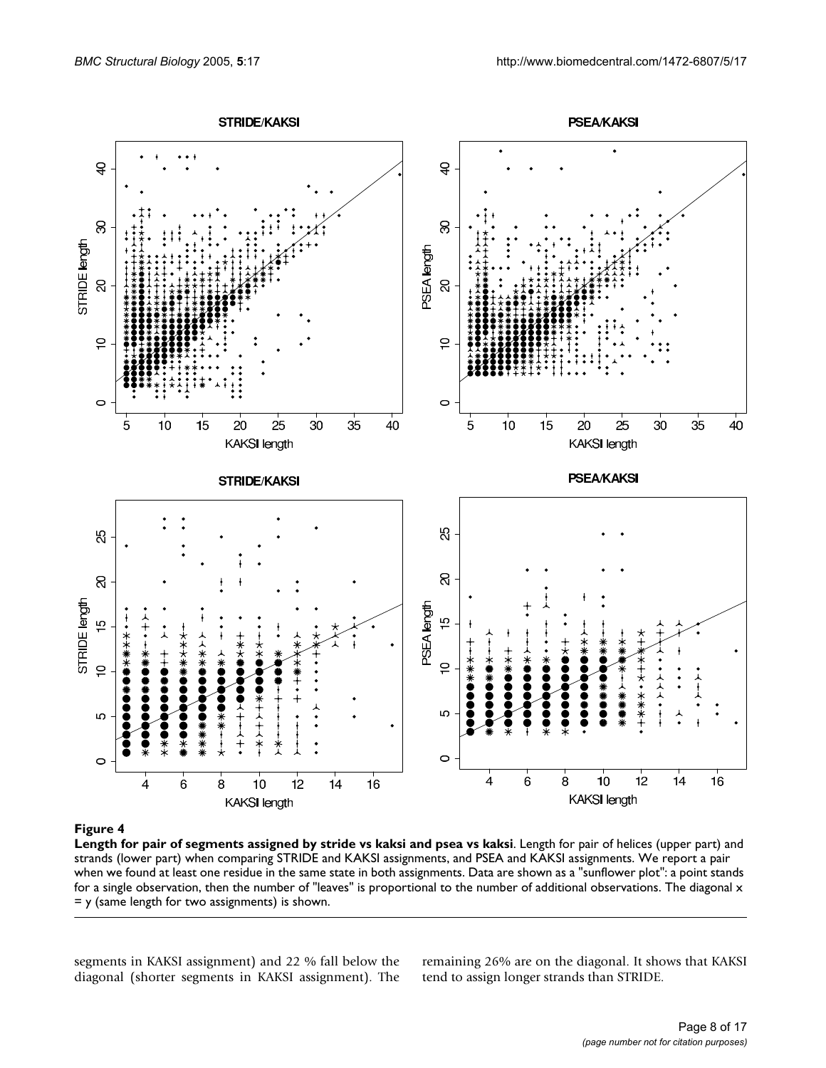**Figure 4**

**Length for pair of segments assigned by stride vs kaksi and psea vs kaksi**. Length for pair of helices (upper part) and strands (lower part) when comparing STRIDE and KAKSI assignments, and PSEA and KAKSI assignments. We report a pair when we found at least one residue in the same state in both assignments. Data are shown as a "sunflower plot": a point stands for a single observation, then the number of "leaves" is proportional to the number of additional observations. The diagonal x = y (same length for two assignments) is shown.

segments in KAKSI assignment) and 22 % fall below the diagonal (shorter segments in KAKSI assignment). The remaining 26% are on the diagonal. It shows that KAKSI tend to assign longer strands than STRIDE.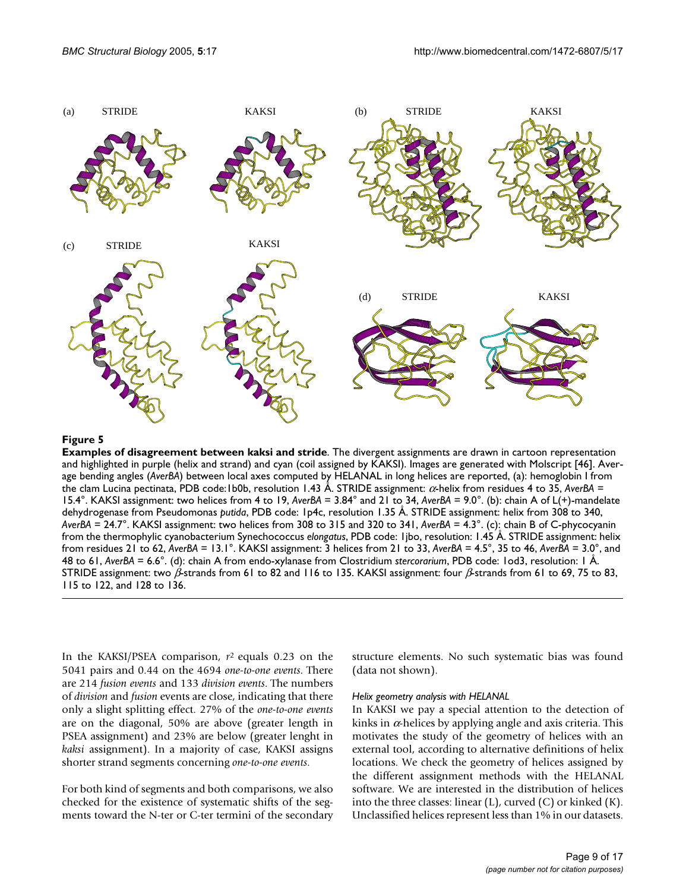**Figure 5**

**Examples of disagreement between kaksi and stride**. The divergent assignments are drawn in cartoon representation and highlighted in purple (helix and strand) and cyan (coil assigned by KAKSI). Images are generated with Molscript [46]. Average bending angles (*AverBA*) between local axes computed by HELANAL in long helices are reported, (a): hemoglobin I from the clam Lucina pectinata, PDB code:1b0b, resolution 1.43 Å. STRIDE assignment: $\alpha$-helix from residues 4 to 35, *AverBA* = 15.4°. KAKSI assignment: two helices from 4 to 19, *AverBA* = 3.84° and 21 to 34, *AverBA* = 9.0°. (b): chain A of L(+)-mandelate dehydrogenase from Pseudomonas *putida*, PDB code: 1p4c, resolution 1.35 Å. STRIDE assignment: helix from 308 to 340, *AverBA* = 24.7°. KAKSI assignment: two helices from 308 to 315 and 320 to 341, *AverBA* = 4.3°. (c): chain B of C-phycocyanin from the thermophylic cyanobacterium Synechococcus *elongatus*, PDB code: 1jbo, resolution: 1.45 Å. STRIDE assignment: helix from residues 21 to 62, *AverBA* = 13.1°. KAKSI assignment: 3 helices from 21 to 33, *AverBA* = 4.5°, 35 to 46, *AverBA* = 3.0°, and 48 to 61, *AverBA* = 6.6°. (d): chain A from endo-xylanase from Clostridium *stercorarium*, PDB code: 1od3, resolution: 1 Å. STRIDE assignment: two $\beta$-strands from 61 to 82 and 116 to 135. KAKSI assignment: four $\beta$-strands from 61 to 69, 75 to 83, 115 to 122, and 128 to 136.

In the KAKSI/PSEA comparison, $r^2$ equals 0.23 on the 5041 pairs and 0.44 on the 4694 *one-to-one events*. There are 214 *fusion events* and 133 *division events*. The numbers of *division* and *fusion* events are close, indicating that there only a slight splitting effect. 27% of the *one-to-one events* are on the diagonal, 50% are above (greater length in PSEA assignment) and 23% are below (greater lenght in *kaksi* assignment). In a majority of case, KAKSI assigns shorter strand segments concerning *one-to-one events*.

For both kind of segments and both comparisons, we also checked for the existence of systematic shifts of the segments toward the N-ter or C-ter termini of the secondary structure elements. No such systematic bias was found (data not shown).

### *Helix geometry analysis with HELANAL*

In KAKSI we pay a special attention to the detection of kinks in $\alpha$-helices by applying angle and axis criteria. This motivates the study of the geometry of helices with an external tool, according to alternative definitions of helix locations. We check the geometry of helices assigned by the different assignment methods with the HELANAL software. We are interested in the distribution of helices into the three classes: linear (L), curved (C) or kinked (K). Unclassified helices represent less than 1% in our datasets.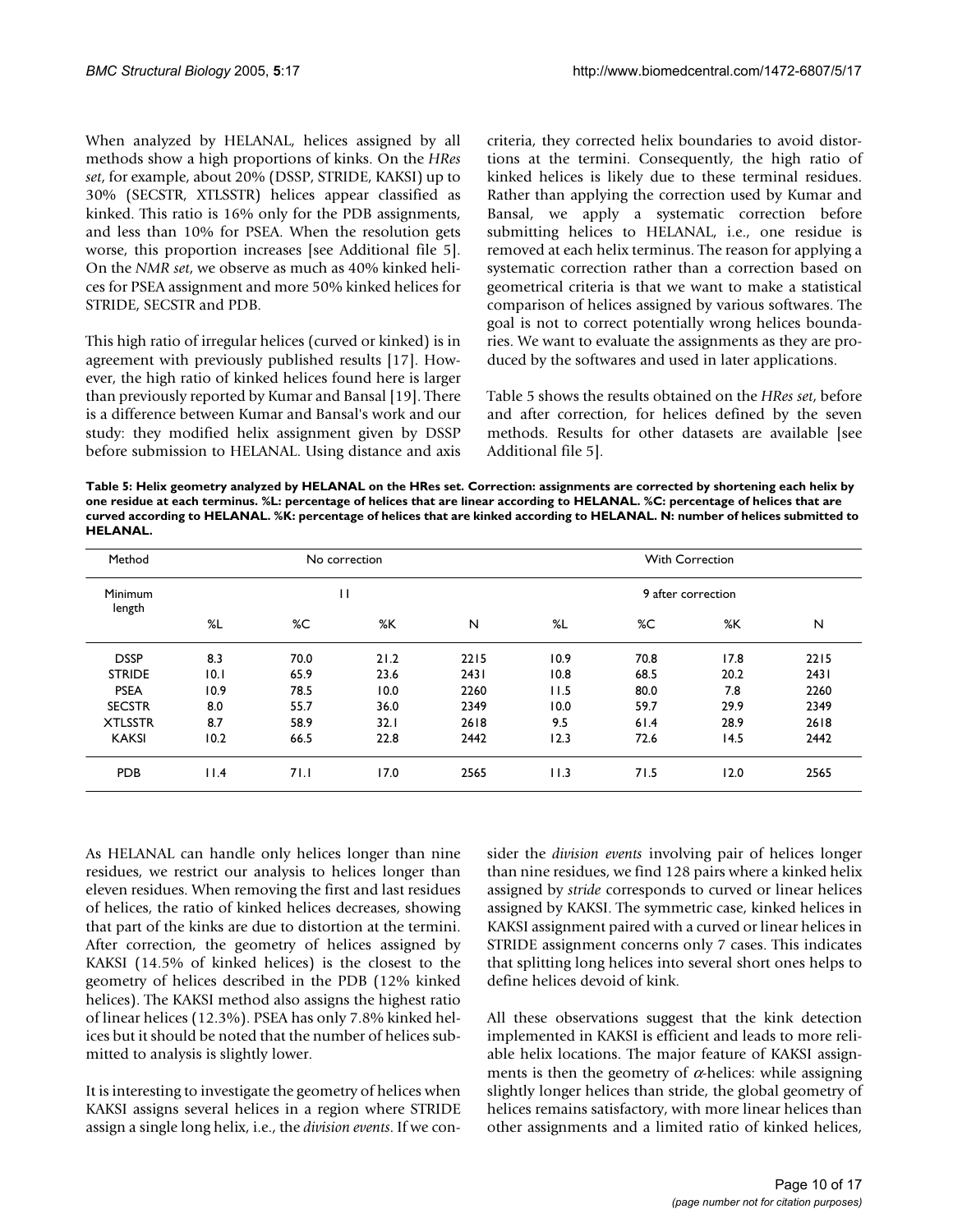When analyzed by HELANAL, helices assigned by all methods show a high proportions of kinks. On the *HRes set*, for example, about 20% (DSSP, STRIDE, KAKSI) up to 30% (SECSTR, XTLSSTR) helices appear classified as kinked. This ratio is 16% only for the PDB assignments, and less than 10% for PSEA. When the resolution gets worse, this proportion increases [see Additional file 5]. On the *NMR set*, we observe as much as 40% kinked helices for PSEA assignment and more 50% kinked helices for STRIDE, SECSTR and PDB.

This high ratio of irregular helices (curved or kinked) is in agreement with previously published results [17]. However, the high ratio of kinked helices found here is larger than previously reported by Kumar and Bansal [19]. There is a difference between Kumar and Bansal's work and our study: they modified helix assignment given by DSSP before submission to HELANAL. Using distance and axis criteria, they corrected helix boundaries to avoid distortions at the termini. Consequently, the high ratio of kinked helices is likely due to these terminal residues. Rather than applying the correction used by Kumar and Bansal, we apply a systematic correction before submitting helices to HELANAL, i.e., one residue is removed at each helix terminus. The reason for applying a systematic correction rather than a correction based on geometrical criteria is that we want to make a statistical comparison of helices assigned by various softwares. The goal is not to correct potentially wrong helices boundaries. We want to evaluate the assignments as they are produced by the softwares and used in later applications.

Table 5 shows the results obtained on the *HRes set*, before and after correction, for helices defined by the seven methods. Results for other datasets are available [see Additional file 5].

**Table 5: Helix geometry analyzed by HELANAL on the HRes set. Correction: assignments are corrected by shortening each helix by one residue at each terminus. %L: percentage of helices that are linear according to HELANAL. %C: percentage of helices that are curved according to HELANAL. %K: percentage of helices that are kinked according to HELANAL. N: number of helices submitted to HELANAL.**

| Method | No correction | | | | With Correction | | | |
|---|---|---|---|---|---|---|---|---|
| Minimum length | 11 | | | | 9 after correction | | | |
| | %L | %C | %K | N | %L | %C | %K | N |
| DSSP | 8.3 | 70.0 | 21.2 | 2215 | 10.9 | 70.8 | 17.8 | 2215 |
| STRIDE | 10.1 | 65.9 | 23.6 | 2431 | 10.8 | 68.5 | 20.2 | 2431 |
| PSEA | 10.9 | 78.5 | 10.0 | 2260 | 11.5 | 80.0 | 7.8 | 2260 |
| SECSTR | 8.0 | 55.7 | 36.0 | 2349 | 10.0 | 59.7 | 29.9 | 2349 |
| XTLSSTR | 8.7 | 58.9 | 32.1 | 2618 | 9.5 | 61.4 | 28.9 | 2618 |
| KAKSI | 10.2 | 66.5 | 22.8 | 2442 | 12.3 | 72.6 | 14.5 | 2442 |
| PDB | 11.4 | 71.1 | 17.0 | 2565 | 11.3 | 71.5 | 12.0 | 2565 |

As HELANAL can handle only helices longer than nine residues, we restrict our analysis to helices longer than eleven residues. When removing the first and last residues of helices, the ratio of kinked helices decreases, showing that part of the kinks are due to distortion at the termini. After correction, the geometry of helices assigned by KAKSI (14.5% of kinked helices) is the closest to the geometry of helices described in the PDB (12% kinked helices). The KAKSI method also assigns the highest ratio of linear helices (12.3%). PSEA has only 7.8% kinked helices but it should be noted that the number of helices submitted to analysis is slightly lower.

It is interesting to investigate the geometry of helices when KAKSI assigns several helices in a region where STRIDE assign a single long helix, i.e., the *division events*. If we consider the *division events* involving pair of helices longer than nine residues, we find 128 pairs where a kinked helix assigned by *stride* corresponds to curved or linear helices assigned by KAKSI. The symmetric case, kinked helices in KAKSI assignment paired with a curved or linear helices in STRIDE assignment concerns only 7 cases. This indicates that splitting long helices into several short ones helps to define helices devoid of kink.

All these observations suggest that the kink detection implemented in KAKSI is efficient and leads to more reliable helix locations. The major feature of KAKSI assignments is then the geometry of $\alpha$-helices: while assigning slightly longer helices than stride, the global geometry of helices remains satisfactory, with more linear helices than other assignments and a limited ratio of kinked helices,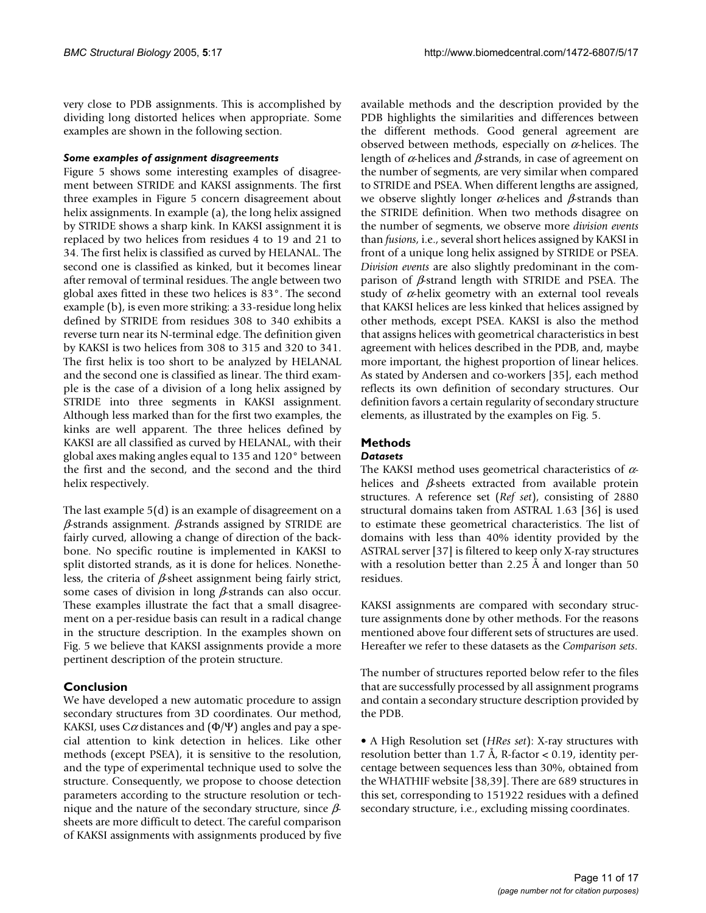very close to PDB assignments. This is accomplished by dividing long distorted helices when appropriate. Some examples are shown in the following section.

#### *Some examples of assignment disagreements*

Figure 5 shows some interesting examples of disagreement between STRIDE and KAKSI assignments. The first three examples in Figure 5 concern disagreement about helix assignments. In example (a), the long helix assigned by STRIDE shows a sharp kink. In KAKSI assignment it is replaced by two helices from residues 4 to 19 and 21 to 34. The first helix is classified as curved by HELANAL. The second one is classified as kinked, but it becomes linear after removal of terminal residues. The angle between two global axes fitted in these two helices is 83°. The second example (b), is even more striking: a 33-residue long helix defined by STRIDE from residues 308 to 340 exhibits a reverse turn near its N-terminal edge. The definition given by KAKSI is two helices from 308 to 315 and 320 to 341. The first helix is too short to be analyzed by HELANAL and the second one is classified as linear. The third example is the case of a division of a long helix assigned by STRIDE into three segments in KAKSI assignment. Although less marked than for the first two examples, the kinks are well apparent. The three helices defined by KAKSI are all classified as curved by HELANAL, with their global axes making angles equal to 135 and 120° between the first and the second, and the second and the third helix respectively.

The last example 5(d) is an example of disagreement on a $\beta$-strands assignment. $\beta$-strands assigned by STRIDE are fairly curved, allowing a change of direction of the backbone. No specific routine is implemented in KAKSI to split distorted strands, as it is done for helices. Nonetheless, the criteria of $\beta$-sheet assignment being fairly strict, some cases of division in long $\beta$-strands can also occur. These examples illustrate the fact that a small disagreement on a per-residue basis can result in a radical change in the structure description. In the examples shown on Fig. 5 we believe that KAKSI assignments provide a more pertinent description of the protein structure.

## Conclusion

We have developed a new automatic procedure to assign secondary structures from 3D coordinates. Our method, KAKSI, uses C$\alpha$ distances and ($\Phi$/$\Psi$) angles and pay a special attention to kink detection in helices. Like other methods (except PSEA), it is sensitive to the resolution, and the type of experimental technique used to solve the structure. Consequently, we propose to choose detection parameters according to the structure resolution or technique and the nature of the secondary structure, since $\beta$-sheets are more difficult to detect. The careful comparison of KAKSI assignments with assignments produced by five available methods and the description provided by the PDB highlights the similarities and differences between the different methods. Good general agreement are observed between methods, especially on $\alpha$-helices. The length of $\alpha$-helices and $\beta$-strands, in case of agreement on the number of segments, are very similar when compared to STRIDE and PSEA. When different lengths are assigned, we observe slightly longer $\alpha$-helices and $\beta$-strands than the STRIDE definition. When two methods disagree on the number of segments, we observe more *division events* than *fusions*, i.e., several short helices assigned by KAKSI in front of a unique long helix assigned by STRIDE or PSEA. *Division events* are also slightly predominant in the comparison of $\beta$-strand length with STRIDE and PSEA. The study of $\alpha$-helix geometry with an external tool reveals that KAKSI helices are less kinked that helices assigned by other methods, except PSEA. KAKSI is also the method that assigns helices with geometrical characteristics in best agreement with helices described in the PDB, and, maybe more important, the highest proportion of linear helices. As stated by Andersen and co-workers [35], each method reflects its own definition of secondary structures. Our definition favors a certain regularity of secondary structure elements, as illustrated by the examples on Fig. 5.

## Methods

### *Datasets*

The KAKSI method uses geometrical characteristics of $\alpha$-helices and $\beta$-sheets extracted from available protein structures. A reference set (*Ref set*), consisting of 2880 structural domains taken from ASTRAL 1.63 [36] is used to estimate these geometrical characteristics. The list of domains with less than 40% identity provided by the ASTRAL server [37] is filtered to keep only X-ray structures with a resolution better than 2.25 Å and longer than 50 residues.

KAKSI assignments are compared with secondary structure assignments done by other methods. For the reasons mentioned above four different sets of structures are used. Hereafter we refer to these datasets as the *Comparison sets*.

The number of structures reported below refer to the files that are successfully processed by all assignment programs and contain a secondary structure description provided by the PDB.

- A High Resolution set (*HRes set*): X-ray structures with resolution better than 1.7 Å, R-factor < 0.19, identity percentage between sequences less than 30%, obtained from the WHATHIF website [38,39]. There are 689 structures in this set, corresponding to 151922 residues with a defined secondary structure, i.e., excluding missing coordinates.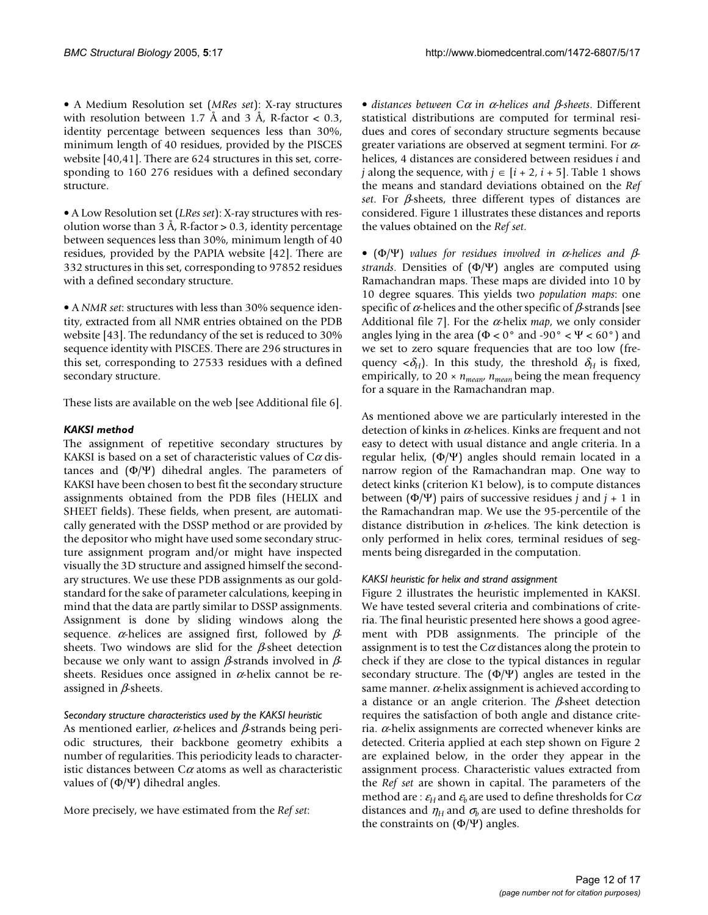• A Medium Resolution set (*MRes set*): X-ray structures with resolution between 1.7 Å and 3 Å, R-factor < 0.3, identity percentage between sequences less than 30%, minimum length of 40 residues, provided by the PISCES website [40,41]. There are 624 structures in this set, corresponding to 160 276 residues with a defined secondary structure.

• A Low Resolution set (*LRes set*): X-ray structures with resolution worse than 3 Å, R-factor > 0.3, identity percentage between sequences less than 30%, minimum length of 40 residues, provided by the PAPIA website [42]. There are 332 structures in this set, corresponding to 97852 residues with a defined secondary structure.

• A *NMR set*: structures with less than 30% sequence identity, extracted from all NMR entries obtained on the PDB website [43]. The redundancy of the set is reduced to 30% sequence identity with PISCES. There are 296 structures in this set, corresponding to 27533 residues with a defined secondary structure.

These lists are available on the web [see Additional file 6].

### KAKSI method

The assignment of repetitive secondary structures by KAKSI is based on a set of characteristic values of C$\alpha$ distances and ($\Phi$/$\Psi$) dihedral angles. The parameters of KAKSI have been chosen to best fit the secondary structure assignments obtained from the PDB files (HELIX and SHEET fields). These fields, when present, are automatically generated with the DSSP method or are provided by the depositor who might have used some secondary structure assignment program and/or might have inspected visually the 3D structure and assigned himself the secondary structures. We use these PDB assignments as our gold-standard for the sake of parameter calculations, keeping in mind that the data are partly similar to DSSP assignments. Assignment is done by sliding windows along the sequence. $\alpha$-helices are assigned first, followed by $\beta$-sheets. Two windows are slid for the $\beta$-sheet detection because we only want to assign $\beta$-strands involved in $\beta$-sheets. Residues once assigned in $\alpha$-helix cannot be re-assigned in $\beta$-sheets.

#### *Secondary structure characteristics used by the KAKSI heuristic*

As mentioned earlier, $\alpha$-helices and $\beta$-strands being periodic structures, their backbone geometry exhibits a number of regularities. This periodicity leads to characteristic distances between C$\alpha$ atoms as well as characteristic values of ($\Phi$/$\Psi$) dihedral angles.

More precisely, we have estimated from the *Ref set*:

• *distances between C$\alpha$ in $\alpha$-helices and $\beta$-sheets*. Different statistical distributions are computed for terminal residues and cores of secondary structure segments because greater variations are observed at segment termini. For $\alpha$-helices, 4 distances are considered between residues $i$ and $j$ along the sequence, with $j \in [i + 2, i + 5]$. Table 1 shows the means and standard deviations obtained on the *Ref set*. For $\beta$-sheets, three different types of distances are considered. Figure 1 illustrates these distances and reports the values obtained on the *Ref set*.

• ($\Phi$/$\Psi$) *values for residues involved in $\alpha$-helices and $\beta$-strands*. Densities of ($\Phi$/$\Psi$) angles are computed using Ramachandran maps. These maps are divided into 10 by 10 degree squares. This yields two *population maps*: one specific of $\alpha$-helices and the other specific of $\beta$-strands [see Additional file 7]. For the $\alpha$-helix *map*, we only consider angles lying in the area ($\Phi < 0°$ and $-90° < \Psi < 60°$) and we set to zero square frequencies that are too low (frequency $<\delta_H$). In this study, the threshold $\delta_H$ is fixed, empirically, to $20 \times n_{mean}$, $n_{mean}$ being the mean frequency for a square in the Ramachandran map.

As mentioned above we are particularly interested in the detection of kinks in $\alpha$-helices. Kinks are frequent and not easy to detect with usual distance and angle criteria. In a regular helix, ($\Phi$/$\Psi$) angles should remain located in a narrow region of the Ramachandran map. One way to detect kinks (criterion K1 below), is to compute distances between ($\Phi$/$\Psi$) pairs of successive residues $j$ and $j + 1$ in the Ramachandran map. We use the 95-percentile of the distance distribution in $\alpha$-helices. The kink detection is only performed in helix cores, terminal residues of segments being disregarded in the computation.

#### *KAKSI heuristic for helix and strand assignment*

Figure 2 illustrates the heuristic implemented in KAKSI. We have tested several criteria and combinations of criteria. The final heuristic presented here shows a good agreement with PDB assignments. The principle of the assignment is to test the C$\alpha$ distances along the protein to check if they are close to the typical distances in regular secondary structure. The ($\Phi$/$\Psi$) angles are tested in the same manner. $\alpha$-helix assignment is achieved according to a distance or an angle criterion. The $\beta$-sheet detection requires the satisfaction of both angle and distance criteria. $\alpha$-helix assignments are corrected whenever kinks are detected. Criteria applied at each step shown on Figure 2 are explained below, in the order they appear in the assignment process. Characteristic values extracted from the *Ref set* are shown in capital. The parameters of the method are : $\varepsilon_H$ and $\varepsilon_b$ are used to define thresholds for C$\alpha$ distances and $\eta_H$ and $\sigma_b$ are used to define thresholds for the constraints on ($\Phi$/$\Psi$) angles.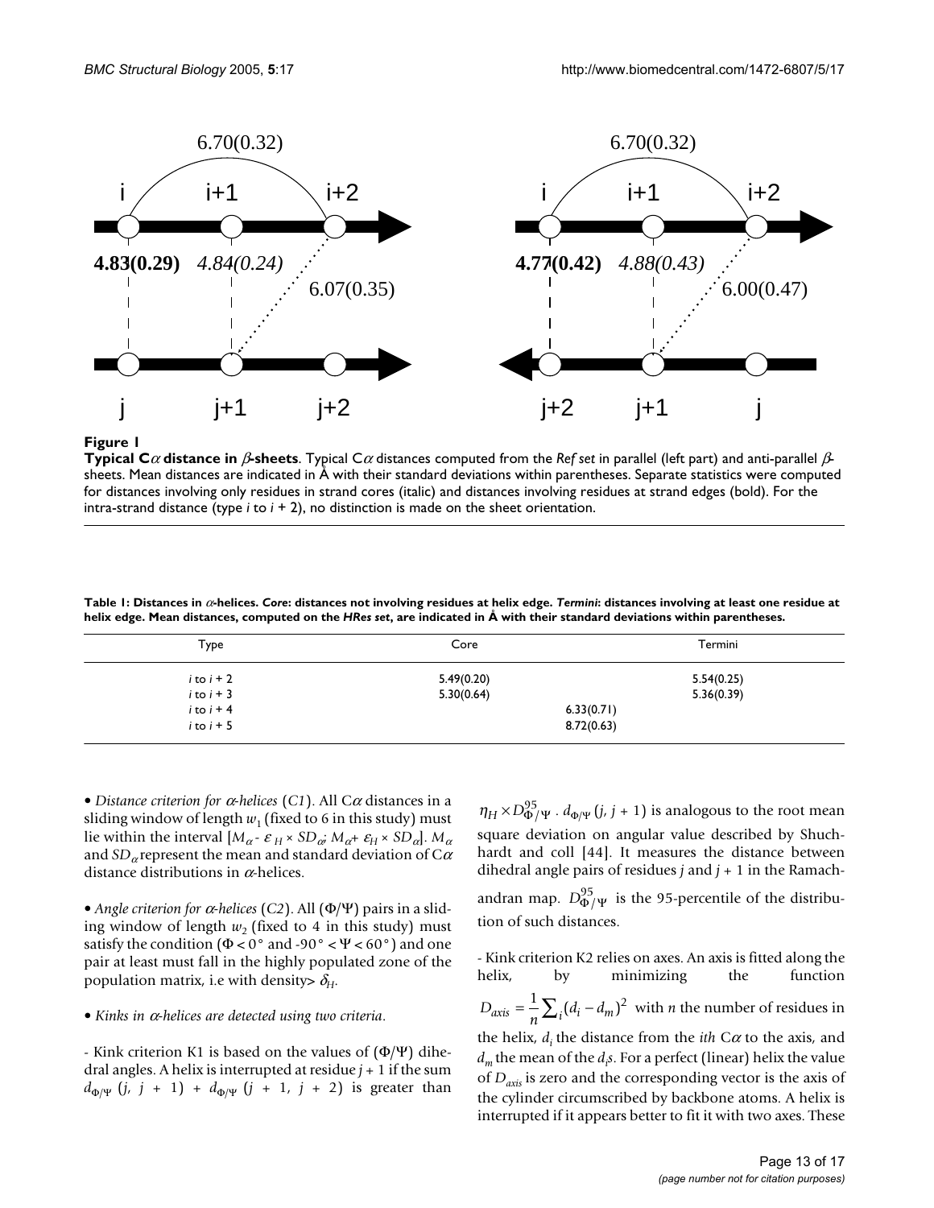**Figure 1**

**Typical Cα distance in β-sheets**. Typical Cα distances computed from the *Ref set* in parallel (left part) and anti-parallel β-sheets. Mean distances are indicated in Å with their standard deviations within parentheses. Separate statistics were computed for distances involving only residues in strand cores (italic) and distances involving residues at strand edges (bold). For the intra-strand distance (type *i* to *i* + 2), no distinction is made on the sheet orientation.

**Table 1: Distances in α-helices. *Core*: distances not involving residues at helix edge. *Termini*: distances involving at least one residue at helix edge. Mean distances, computed on the *HRes set*, are indicated in Å with their standard deviations within parentheses.**

| Type | Core | Termini |
| --- | --- | --- |
| *i* to *i* + 2 | 5.49(0.20) | 5.54(0.25) |
| *i* to *i* + 3 | 5.30(0.64) | 5.36(0.39) |
| *i* to *i* + 4 | 6.33(0.71) | |
| *i* to *i* + 5 | 8.72(0.63) | |

• *Distance criterion for α-helices* (*C1*). All Cα distances in a sliding window of length $w_1$ (fixed to 6 in this study) must lie within the interval $[M_\alpha - \varepsilon_H \times SD_\alpha; M_\alpha + \varepsilon_H \times SD_\alpha]$. $M_\alpha$ and $SD_\alpha$ represent the mean and standard deviation of Cα distance distributions in α-helices.

• *Angle criterion for α-helices* (*C2*). All (Φ/Ψ) pairs in a sliding window of length $w_2$ (fixed to 4 in this study) must satisfy the condition (Φ < 0° and -90° < Ψ < 60°) and one pair at least must fall in the highly populated zone of the population matrix, i.e with density> $\delta_H$.

• *Kinks in α-helices are detected using two criteria*.

- Kink criterion K1 is based on the values of (Φ/Ψ) dihedral angles. A helix is interrupted at residue *j* + 1 if the sum $d_{\Phi/\Psi}$ (*j*, *j* + 1) + $d_{\Phi/\Psi}$ (*j* + 1, *j* + 2) is greater than $\eta_H \times D^{95}_{\Phi/\Psi}$ . $d_{\Phi/\Psi}$ (*j*, *j* + 1) is analogous to the root mean square deviation on angular value described by Shuchhardt and coll [44]. It measures the distance between dihedral angle pairs of residues *j* and *j* + 1 in the Ramachandran map. $D^{95}_{\Phi/\Psi}$ is the 95-percentile of the distribution of such distances.

- Kink criterion K2 relies on axes. An axis is fitted along the helix, by minimizing the function $D_{axis} = \frac{1}{n}\sum_i (d_i - d_m)^2$ with *n* the number of residues in the helix, $d_i$ the distance from the *ith* Cα to the axis, and $d_m$ the mean of the $d_i$s. For a perfect (linear) helix the value of $D_{axis}$ is zero and the corresponding vector is the axis of the cylinder circumscribed by backbone atoms. A helix is interrupted if it appears better to fit it with two axes. These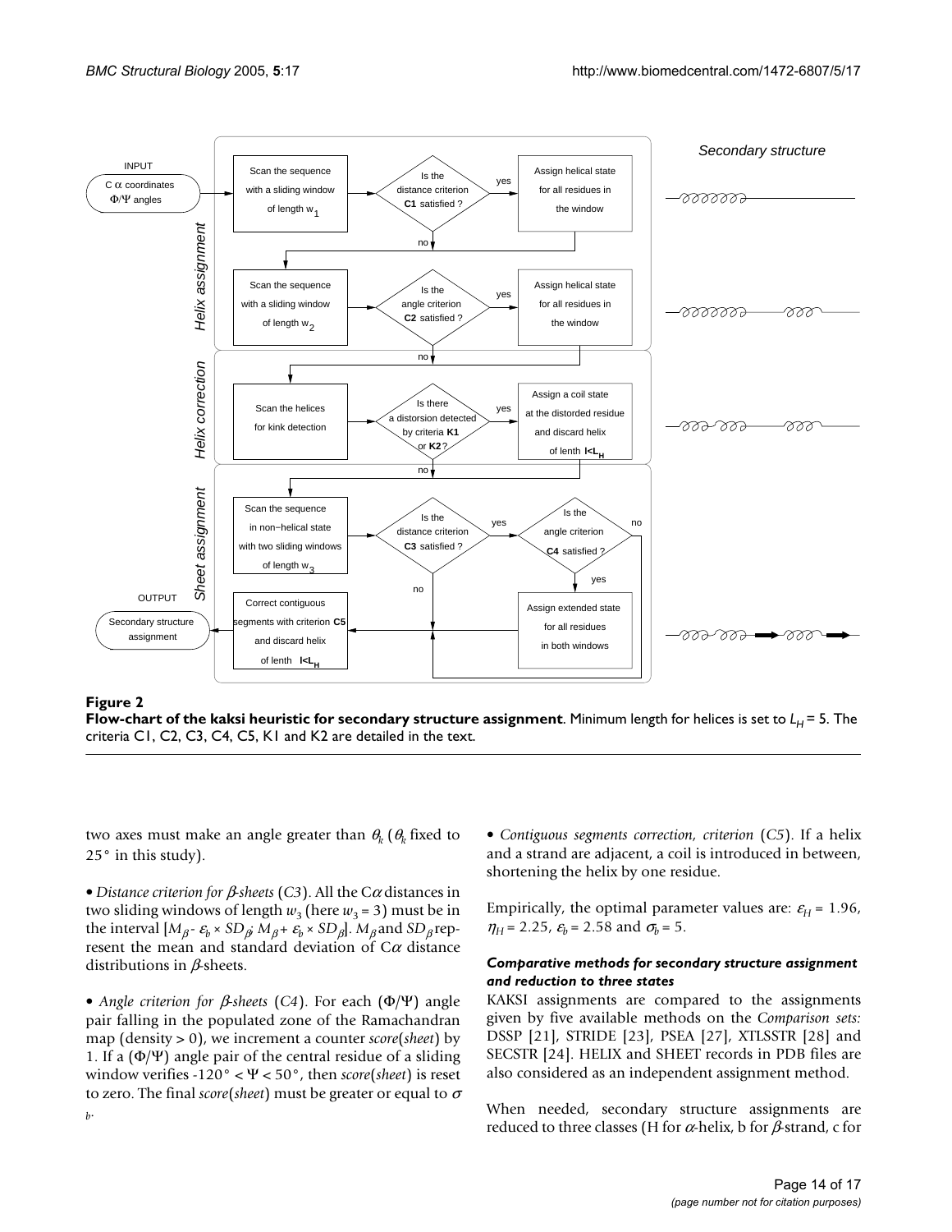**Figure 2**

**Flow-chart of the kaksi heuristic for secondary structure assignment**. Minimum length for helices is set to $L_H = 5$. The criteria C1, C2, C3, C4, C5, K1 and K2 are detailed in the text.

two axes must make an angle greater than $\theta_k$ ($\theta_k$ fixed to 25° in this study).

• *Distance criterion for β-sheets* (*C3*). All the Cα distances in two sliding windows of length $w_3$ (here $w_3 = 3$) must be in the interval $[M_\beta - \varepsilon_b \times SD_\beta; M_\beta + \varepsilon_b \times SD_\beta]$. $M_\beta$ and $SD_\beta$ represent the mean and standard deviation of Cα distance distributions in β-sheets.

• *Angle criterion for β-sheets* (*C4*). For each (Φ/Ψ) angle pair falling in the populated zone of the Ramachandran map (density > 0), we increment a counter *score*(*sheet*) by 1. If a (Φ/Ψ) angle pair of the central residue of a sliding window verifies -120° < Ψ < 50°, then *score*(*sheet*) is reset to zero. The final *score*(*sheet*) must be greater or equal to $\sigma_b$.

• *Contiguous segments correction, criterion* (*C5*). If a helix and a strand are adjacent, a coil is introduced in between, shortening the helix by one residue.

Empirically, the optimal parameter values are: $\varepsilon_H = 1.96$, $\eta_H = 2.25$, $\varepsilon_b = 2.58$ and $\sigma_b = 5$.

### *Comparative methods for secondary structure assignment and reduction to three states*

KAKSI assignments are compared to the assignments given by five available methods on the *Comparison sets:* DSSP [21], STRIDE [23], PSEA [27], XTLSSTR [28] and SECSTR [24]. HELIX and SHEET records in PDB files are also considered as an independent assignment method.

When needed, secondary structure assignments are reduced to three classes (H for α-helix, b for β-strand, c for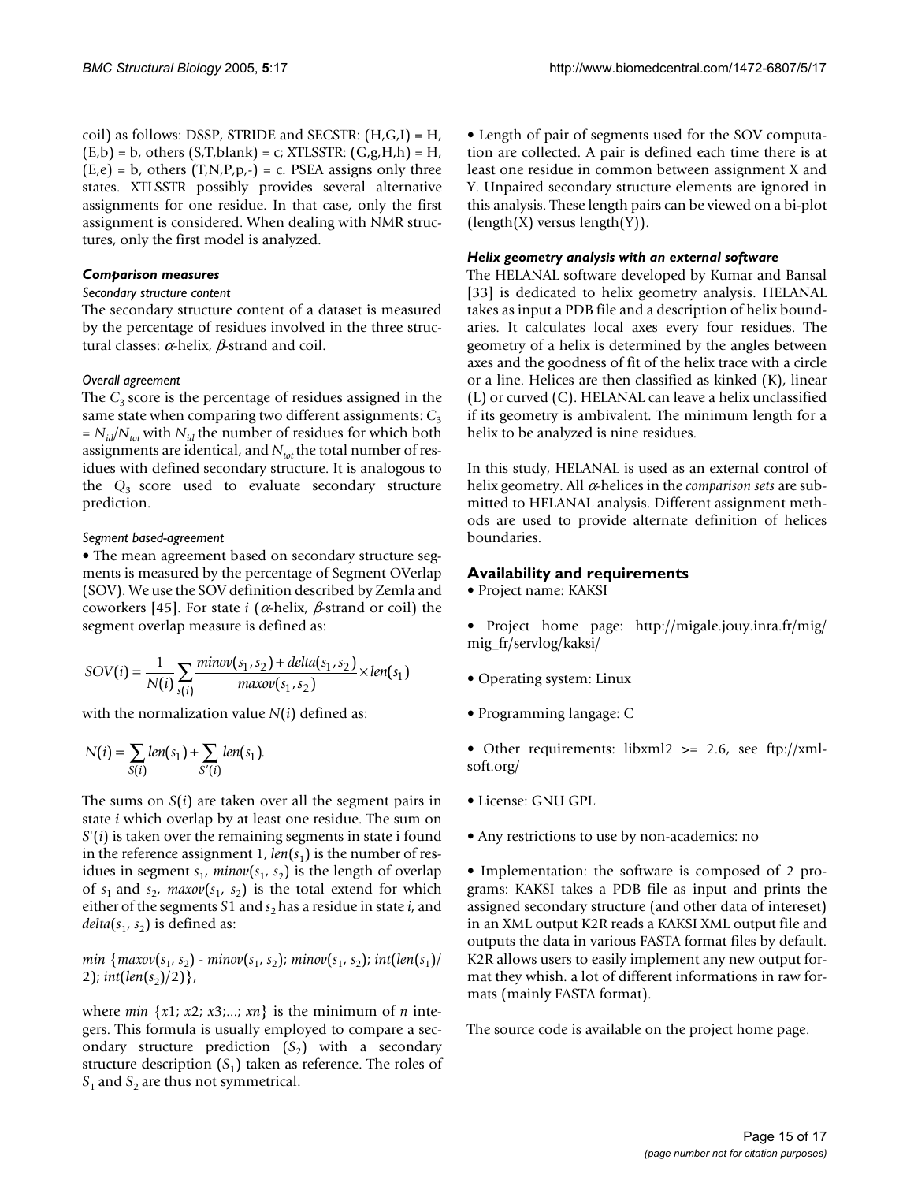coil) as follows: DSSP, STRIDE and SECSTR: (H,G,I) = H, (E,b) = b, others (S,T,blank) = c; XTLSSTR: (G,g,H,h) = H, (E,e) = b, others (T,N,P,p,-) = c. PSEA assigns only three states. XTLSSTR possibly provides several alternative assignments for one residue. In that case, only the first assignment is considered. When dealing with NMR structures, only the first model is analyzed.

### *Comparison measures*

#### *Secondary structure content*

The secondary structure content of a dataset is measured by the percentage of residues involved in the three structural classes: $\alpha$-helix, $\beta$-strand and coil.

#### *Overall agreement*

The $C_3$ score is the percentage of residues assigned in the same state when comparing two different assignments: $C_3 = N_{id}/N_{tot}$ with $N_{id}$ the number of residues for which both assignments are identical, and $N_{tot}$ the total number of residues with defined secondary structure. It is analogous to the $Q_3$ score used to evaluate secondary structure prediction.

#### *Segment based-agreement*

• The mean agreement based on secondary structure segments is measured by the percentage of Segment OVerlap (SOV). We use the SOV definition described by Zemla and coworkers [45]. For state $i$ ($\alpha$-helix, $\beta$-strand or coil) the segment overlap measure is defined as:

$$SOV(i) = \frac{1}{N(i)} \sum_{s(i)} \frac{minov(s_1, s_2) + delta(s_1, s_2)}{maxov(s_1, s_2)} \times len(s_1)$$

with the normalization value $N(i)$ defined as:

$$N(i) = \sum_{S(i)} len(s_1) + \sum_{S'(i)} len(s_1).$$

The sums on $S(i)$ are taken over all the segment pairs in state $i$ which overlap by at least one residue. The sum on $S'(i)$ is taken over the remaining segments in state i found in the reference assignment 1, $len(s_1)$ is the number of residues in segment $s_1$, $minov(s_1, s_2)$ is the length of overlap of $s_1$ and $s_2$, $maxov(s_1, s_2)$ is the total extend for which either of the segments $S1$ and $s_2$ has a residue in state $i$, and $delta(s_1, s_2)$ is defined as:

$min\ \{maxov(s_1, s_2) - minov(s_1, s_2); minov(s_1, s_2); int(len(s_1)/2); int(len(s_2)/2)\}$,

where $min\ \{x1; x2; x3;...; xn\}$ is the minimum of $n$ integers. This formula is usually employed to compare a secondary structure prediction ($S_2$) with a secondary structure description ($S_1$) taken as reference. The roles of $S_1$ and $S_2$ are thus not symmetrical.

• Length of pair of segments used for the SOV computation are collected. A pair is defined each time there is at least one residue in common between assignment X and Y. Unpaired secondary structure elements are ignored in this analysis. These length pairs can be viewed on a bi-plot (length(X) versus length(Y)).

### *Helix geometry analysis with an external software*

The HELANAL software developed by Kumar and Bansal [33] is dedicated to helix geometry analysis. HELANAL takes as input a PDB file and a description of helix boundaries. It calculates local axes every four residues. The geometry of a helix is determined by the angles between axes and the goodness of fit of the helix trace with a circle or a line. Helices are then classified as kinked (K), linear (L) or curved (C). HELANAL can leave a helix unclassified if its geometry is ambivalent. The minimum length for a helix to be analyzed is nine residues.

In this study, HELANAL is used as an external control of helix geometry. All $\alpha$-helices in the *comparison sets* are submitted to HELANAL analysis. Different assignment methods are used to provide alternate definition of helices boundaries.

## Availability and requirements

• Project name: KAKSI

• Project home page: http://migale.jouy.inra.fr/mig/mig_fr/servlog/kaksi/

• Operating system: Linux

• Programming langage: C

• Other requirements: libxml2 >= 2.6, see ftp://xmlsoft.org/

• License: GNU GPL

• Any restrictions to use by non-academics: no

• Implementation: the software is composed of 2 programs: KAKSI takes a PDB file as input and prints the assigned secondary structure (and other data of intereset) in an XML output K2R reads a KAKSI XML output file and outputs the data in various FASTA format files by default. K2R allows users to easily implement any new output format they whish. a lot of different informations in raw formats (mainly FASTA format).

The source code is available on the project home page.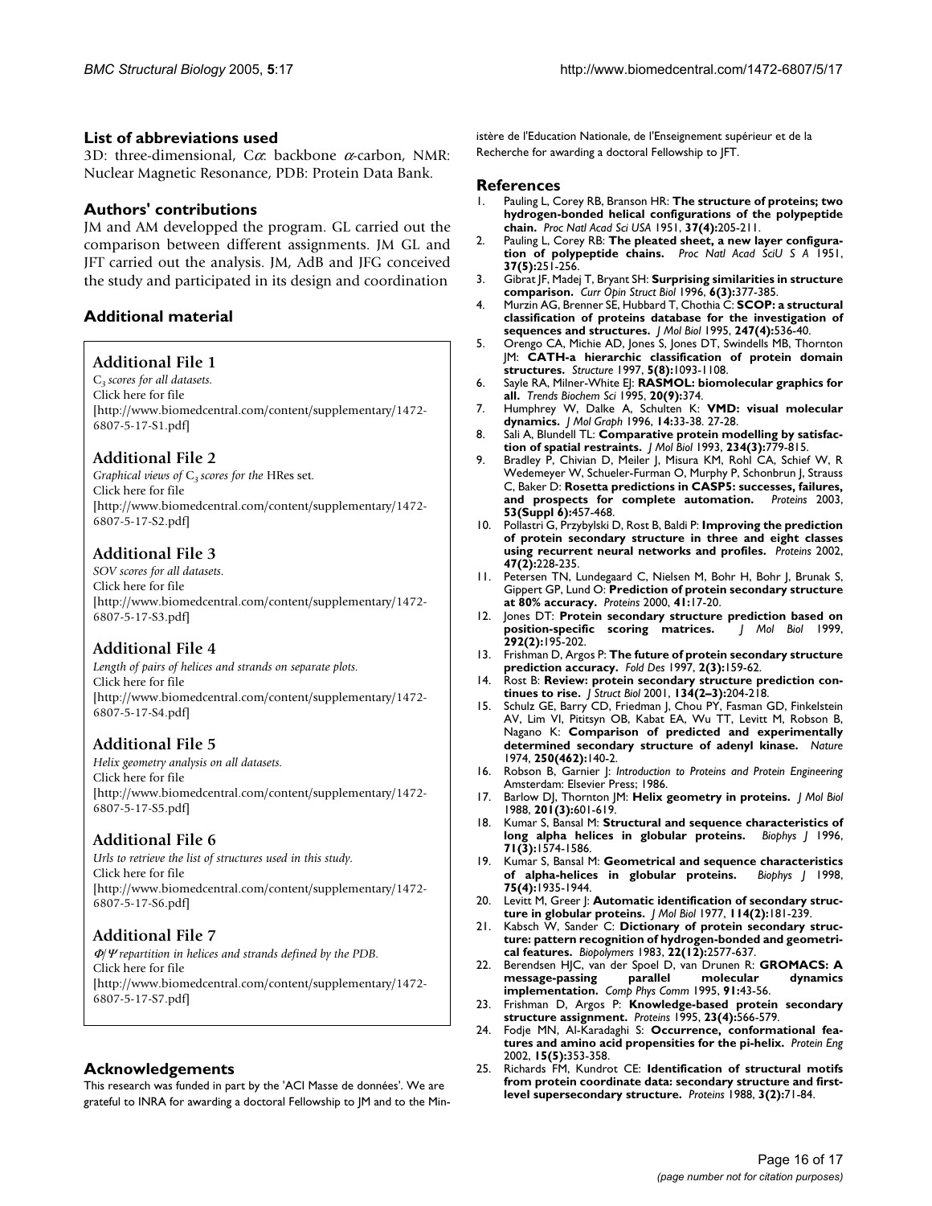## List of abbreviations used

3D: three-dimensional, Cα: backbone α-carbon, NMR: Nuclear Magnetic Resonance, PDB: Protein Data Bank.

## Authors' contributions

JM and AM developped the program. GL carried out the comparison between different assignments. JM GL and JFT carried out the analysis. JM, AdB and JFG conceived the study and participated in its design and coordination

## Additional material

### Additional File 1

*$C_3$ scores for all datasets.*
Click here for file
[http://www.biomedcentral.com/content/supplementary/1472-6807-5-17-S1.pdf]

### Additional File 2

*Graphical views of $C_3$ scores for the* HRes set.
Click here for file
[http://www.biomedcentral.com/content/supplementary/1472-6807-5-17-S2.pdf]

### Additional File 3

*SOV scores for all datasets.*
Click here for file
[http://www.biomedcentral.com/content/supplementary/1472-6807-5-17-S3.pdf]

### Additional File 4

*Length of pairs of helices and strands on separate plots.*
Click here for file
[http://www.biomedcentral.com/content/supplementary/1472-6807-5-17-S4.pdf]

### Additional File 5

*Helix geometry analysis on all datasets.*
Click here for file
[http://www.biomedcentral.com/content/supplementary/1472-6807-5-17-S5.pdf]

### Additional File 6

*Urls to retrieve the list of structures used in this study.*
Click here for file
[http://www.biomedcentral.com/content/supplementary/1472-6807-5-17-S6.pdf]

### Additional File 7

*Φ/Ψ repartition in helices and strands defined by the PDB.*
Click here for file
[http://www.biomedcentral.com/content/supplementary/1472-6807-5-17-S7.pdf]

## Acknowledgements

This research was funded in part by the 'ACI Masse de données'. We are grateful to INRA for awarding a doctoral Fellowship to JM and to the Ministère de l'Education Nationale, de l'Enseignement supérieur et de la Recherche for awarding a doctoral Fellowship to JFT.

## References

1. Pauling L, Corey RB, Branson HR: **The structure of proteins; two hydrogen-bonded helical configurations of the polypeptide chain.** *Proc Natl Acad Sci USA* 1951, **37(4):**205-211.
2. Pauling L, Corey RB: **The pleated sheet, a new layer configuration of polypeptide chains.** *Proc Natl Acad SciU S A* 1951, **37(5):**251-256.
3. Gibrat JF, Madej T, Bryant SH: **Surprising similarities in structure comparison.** *Curr Opin Struct Biol* 1996, **6(3):**377-385.
4. Murzin AG, Brenner SE, Hubbard T, Chothia C: **SCOP: a structural classification of proteins database for the investigation of sequences and structures.** *J Mol Biol* 1995, **247(4):**536-40.
5. Orengo CA, Michie AD, Jones S, Jones DT, Swindells MB, Thornton JM: **CATH-a hierarchic classification of protein domain structures.** *Structure* 1997, **5(8):**1093-1108.
6. Sayle RA, Milner-White EJ: **RASMOL: biomolecular graphics for all.** *Trends Biochem Sci* 1995, **20(9):**374.
7. Humphrey W, Dalke A, Schulten K: **VMD: visual molecular dynamics.** *J Mol Graph* 1996, **14:**33-38. 27-28.
8. Sali A, Blundell TL: **Comparative protein modelling by satisfaction of spatial restraints.** *J Mol Biol* 1993, **234(3):**779-815.
9. Bradley P, Chivian D, Meiler J, Misura KM, Rohl CA, Schief W, R Wedemeyer W, Schueler-Furman O, Murphy P, Schonbrun J, Strauss C, Baker D: **Rosetta predictions in CASP5: successes, failures, and prospects for complete automation.** *Proteins* 2003, **53(Suppl 6):**457-468.
10. Pollastri G, Przybylski D, Rost B, Baldi P: **Improving the prediction of protein secondary structure in three and eight classes using recurrent neural networks and profiles.** *Proteins* 2002, **47(2):**228-235.
11. Petersen TN, Lundegaard C, Nielsen M, Bohr H, Bohr J, Brunak S, Gippert GP, Lund O: **Prediction of protein secondary structure at 80% accuracy.** *Proteins* 2000, **41:**17-20.
12. Jones DT: **Protein secondary structure prediction based on position-specific scoring matrices.** *J Mol Biol* 1999, **292(2):**195-202.
13. Frishman D, Argos P: **The future of protein secondary structure prediction accuracy.** *Fold Des* 1997, **2(3):**159-62.
14. Rost B: **Review: protein secondary structure prediction continues to rise.** *J Struct Biol* 2001, **134(2–3):**204-218.
15. Schulz GE, Barry CD, Friedman J, Chou PY, Fasman GD, Finkelstein AV, Lim VI, Pititsyn OB, Kabat EA, Wu TT, Levitt M, Robson B, Nagano K: **Comparison of predicted and experimentally determined secondary structure of adenyl kinase.** *Nature* 1974, **250(462):**140-2.
16. Robson B, Garnier J: *Introduction to Proteins and Protein Engineering* Amsterdam: Elsevier Press; 1986.
17. Barlow DJ, Thornton JM: **Helix geometry in proteins.** *J Mol Biol* 1988, **201(3):**601-619.
18. Kumar S, Bansal M: **Structural and sequence characteristics of long alpha helices in globular proteins.** *Biophys J* 1996, **71(3):**1574-1586.
19. Kumar S, Bansal M: **Geometrical and sequence characteristics of alpha-helices in globular proteins.** *Biophys J* 1998, **75(4):**1935-1944.
20. Levitt M, Greer J: **Automatic identification of secondary structure in globular proteins.** *J Mol Biol* 1977, **114(2):**181-239.
21. Kabsch W, Sander C: **Dictionary of protein secondary structure: pattern recognition of hydrogen-bonded and geometrical features.** *Biopolymers* 1983, **22(12):**2577-637.
22. Berendsen HJC, van der Spoel D, van Drunen R: **GROMACS: A message-passing parallel molecular dynamics implementation.** *Comp Phys Comm* 1995, **91:**43-56.
23. Frishman D, Argos P: **Knowledge-based protein secondary structure assignment.** *Proteins* 1995, **23(4):**566-579.
24. Fodje MN, Al-Karadaghi S: **Occurrence, conformational features and amino acid propensities for the pi-helix.** *Protein Eng* 2002, **15(5):**353-358.
25. Richards FM, Kundrot CE: **Identification of structural motifs from protein coordinate data: secondary structure and first-level supersecondary structure.** *Proteins* 1988, **3(2):**71-84.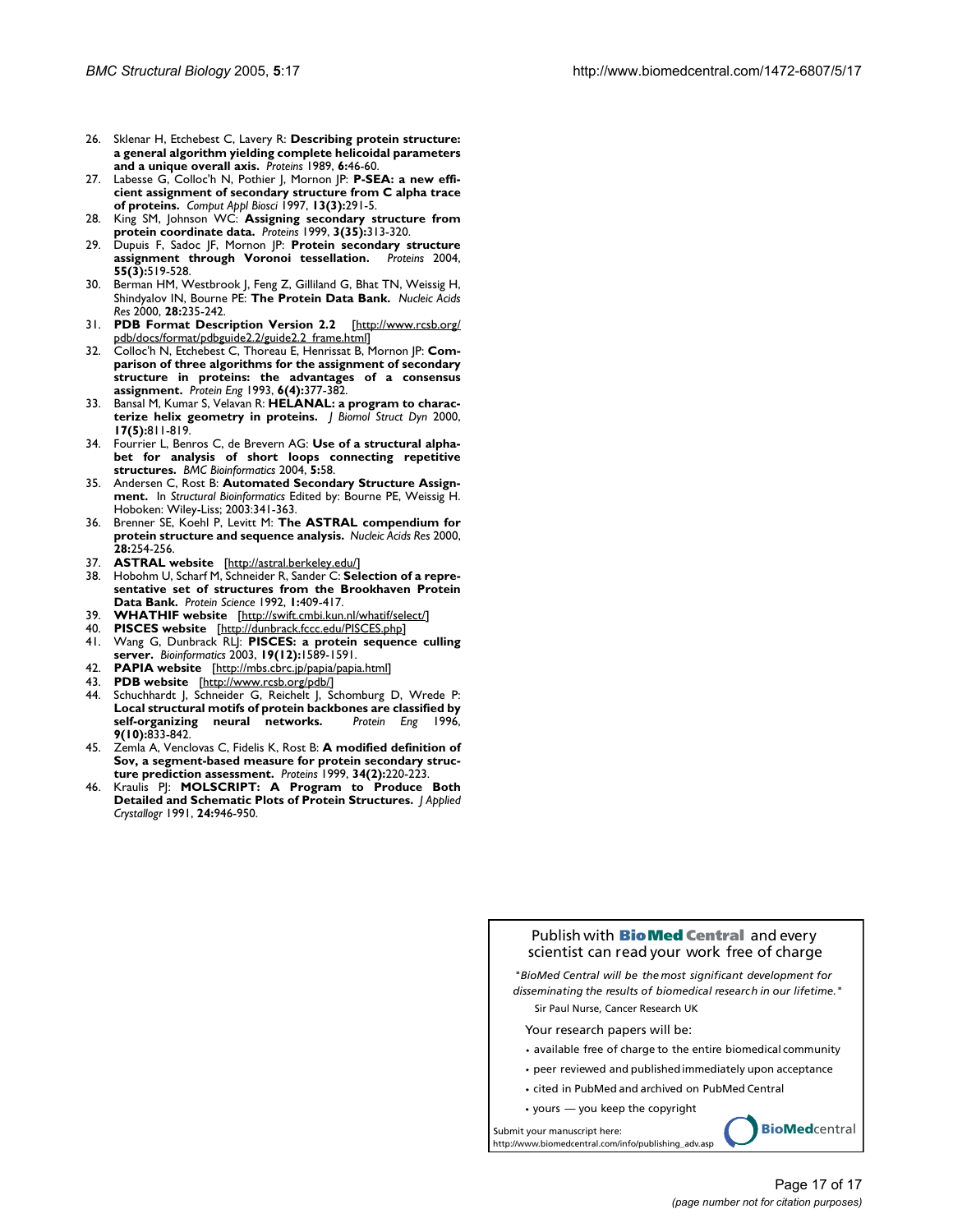26. Sklenar H, Etchebest C, Lavery R: **Describing protein structure: a general algorithm yielding complete helicoidal parameters and a unique overall axis.** *Proteins* 1989, **6:**46-60.
27. Labesse G, Colloc'h N, Pothier J, Mornon JP: **P-SEA: a new efficient assignment of secondary structure from C alpha trace of proteins.** *Comput Appl Biosci* 1997, **13(3):**291-5.
28. King SM, Johnson WC: **Assigning secondary structure from protein coordinate data.** *Proteins* 1999, **3(35):**313-320.
29. Dupuis F, Sadoc JF, Mornon JP: **Protein secondary structure assignment through Voronoi tessellation.** *Proteins* 2004, **55(3):**519-528.
30. Berman HM, Westbrook J, Feng Z, Gilliland G, Bhat TN, Weissig H, Shindyalov IN, Bourne PE: **The Protein Data Bank.** *Nucleic Acids Res* 2000, **28:**235-242.
31. **PDB Format Description Version 2.2** [http://www.rcsb.org/pdb/docs/format/pdbguide2.2/guide2.2_frame.html]
32. Colloc'h N, Etchebest C, Thoreau E, Henrissat B, Mornon JP: **Comparison of three algorithms for the assignment of secondary structure in proteins: the advantages of a consensus assignment.** *Protein Eng* 1993, **6(4):**377-382.
33. Bansal M, Kumar S, Velavan R: **HELANAL: a program to characterize helix geometry in proteins.** *J Biomol Struct Dyn* 2000, **17(5):**811-819.
34. Fourrier L, Benros C, de Brevern AG: **Use of a structural alphabet for analysis of short loops connecting repetitive structures.** *BMC Bioinformatics* 2004, **5:**58.
35. Andersen C, Rost B: **Automated Secondary Structure Assignment.** In *Structural Bioinformatics* Edited by: Bourne PE, Weissig H. Hoboken: Wiley-Liss; 2003:341-363.
36. Brenner SE, Koehl P, Levitt M: **The ASTRAL compendium for protein structure and sequence analysis.** *Nucleic Acids Res* 2000, **28:**254-256.
37. **ASTRAL website** [http://astral.berkeley.edu/]
38. Hobohm U, Scharf M, Schneider R, Sander C: **Selection of a representative set of structures from the Brookhaven Protein Data Bank.** *Protein Science* 1992, **1:**409-417.
39. **WHATHIF website** [http://swift.cmbi.kun.nl/whatif/select/]
40. **PISCES website** [http://dunbrack.fccc.edu/PISCES.php]
41. Wang G, Dunbrack RLJ: **PISCES: a protein sequence culling server.** *Bioinformatics* 2003, **19(12):**1589-1591.
42. **PAPIA website** [http://mbs.cbrc.jp/papia/papia.html]
43. **PDB website** [http://www.rcsb.org/pdb/]
44. Schuchhardt J, Schneider G, Reichelt J, Schomburg D, Wrede P: **Local structural motifs of protein backbones are classified by self-organizing neural networks.** *Protein Eng* 1996, **9(10):**833-842.
45. Zemla A, Venclovas C, Fidelis K, Rost B: **A modified definition of Sov, a segment-based measure for protein secondary structure prediction assessment.** *Proteins* 1999, **34(2):**220-223.
46. Kraulis PJ: **MOLSCRIPT: A Program to Produce Both Detailed and Schematic Plots of Protein Structures.** *J Applied Crystallogr* 1991, **24:**946-950.

Publish with **BioMed Central** and every scientist can read your work free of charge

*"BioMed Central will be the most significant development for disseminating the results of biomedical research in our lifetime."*
Sir Paul Nurse, Cancer Research UK

Your research papers will be:

- available free of charge to the entire biomedical community
- peer reviewed and published immediately upon acceptance
- cited in PubMed and archived on PubMed Central
- yours — you keep the copyright

Submit your manuscript here:
http://www.biomedcentral.com/info/publishing_adv.asp

**BioMed**central